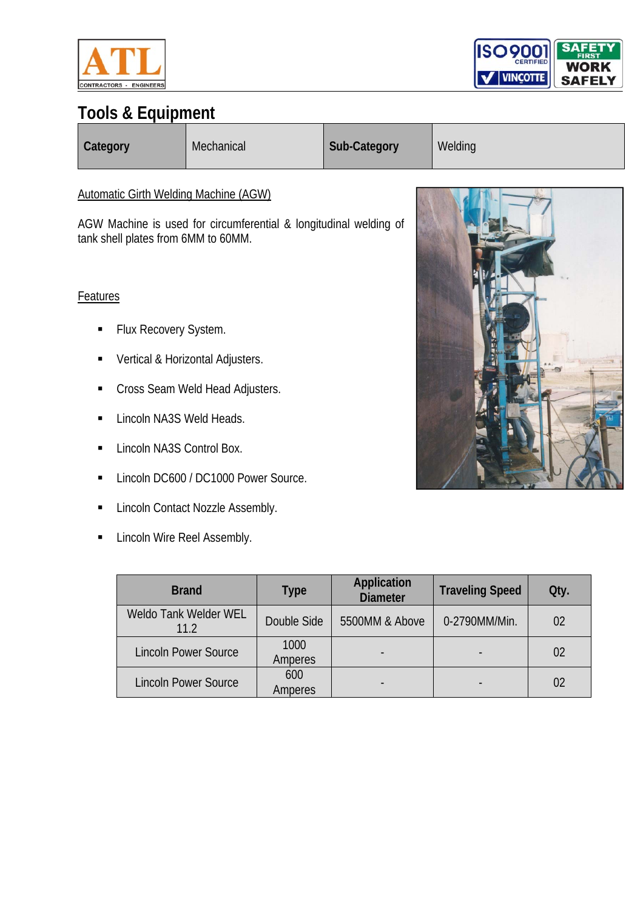# Tools & Equipment

| Category | Mechanical | Sub-Category | Welding |
|---|---|---|---|

Automatic Girth Welding Machine (AGW)

AGW Machine is used for circumferential & longitudinal welding of tank shell plates from 6MM to 60MM.

Features

- Flux Recovery System.
- Vertical & Horizontal Adjusters.
- Cross Seam Weld Head Adjusters.
- Lincoln NA3S Weld Heads.
- Lincoln NA3S Control Box.
- Lincoln DC600 / DC1000 Power Source.
- Lincoln Contact Nozzle Assembly.
- Lincoln Wire Reel Assembly.

| Brand | Type | Application Diameter | Traveling Speed | Qty. |
|---|---|---|---|---|
| Weldo Tank Welder WEL 11.2 | Double Side | 5500MM & Above | 0-2790MM/Min. | 02 |
| Lincoln Power Source | 1000 Amperes | - | - | 02 |
| Lincoln Power Source | 600 Amperes | - | - | 02 |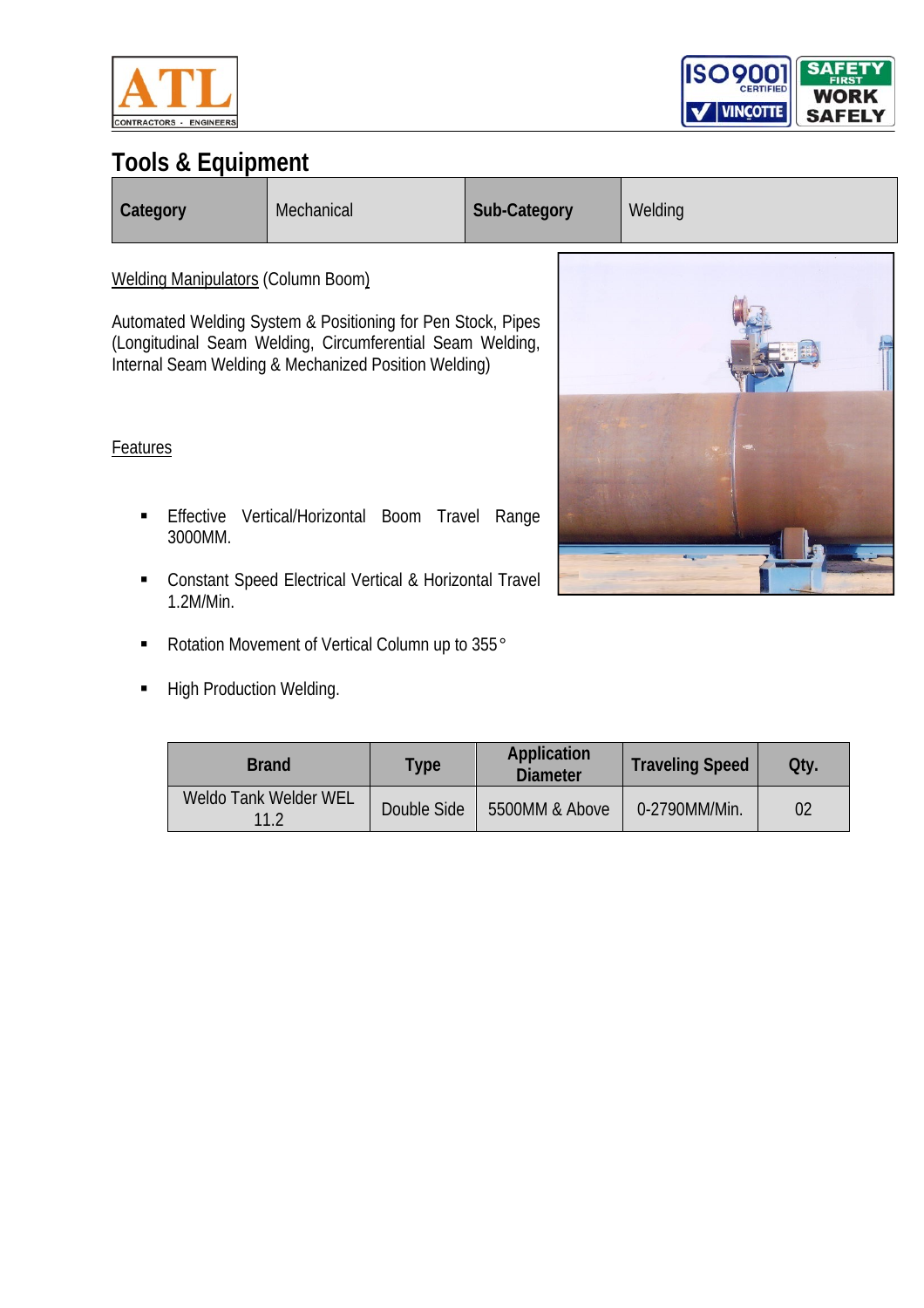# Tools & Equipment

| Category | Mechanical | Sub-Category | Welding |
|---|---|---|---|

Welding Manipulators (Column Boom)

Automated Welding System & Positioning for Pen Stock, Pipes (Longitudinal Seam Welding, Circumferential Seam Welding, Internal Seam Welding & Mechanized Position Welding)

Features

- Effective Vertical/Horizontal Boom Travel Range 3000MM.
- Constant Speed Electrical Vertical & Horizontal Travel 1.2M/Min.
- Rotation Movement of Vertical Column up to 355°
- High Production Welding.

| Brand | Type | Application Diameter | Traveling Speed | Qty. |
|---|---|---|---|---|
| Weldo Tank Welder WEL 11.2 | Double Side | 5500MM & Above | 0-2790MM/Min. | 02 |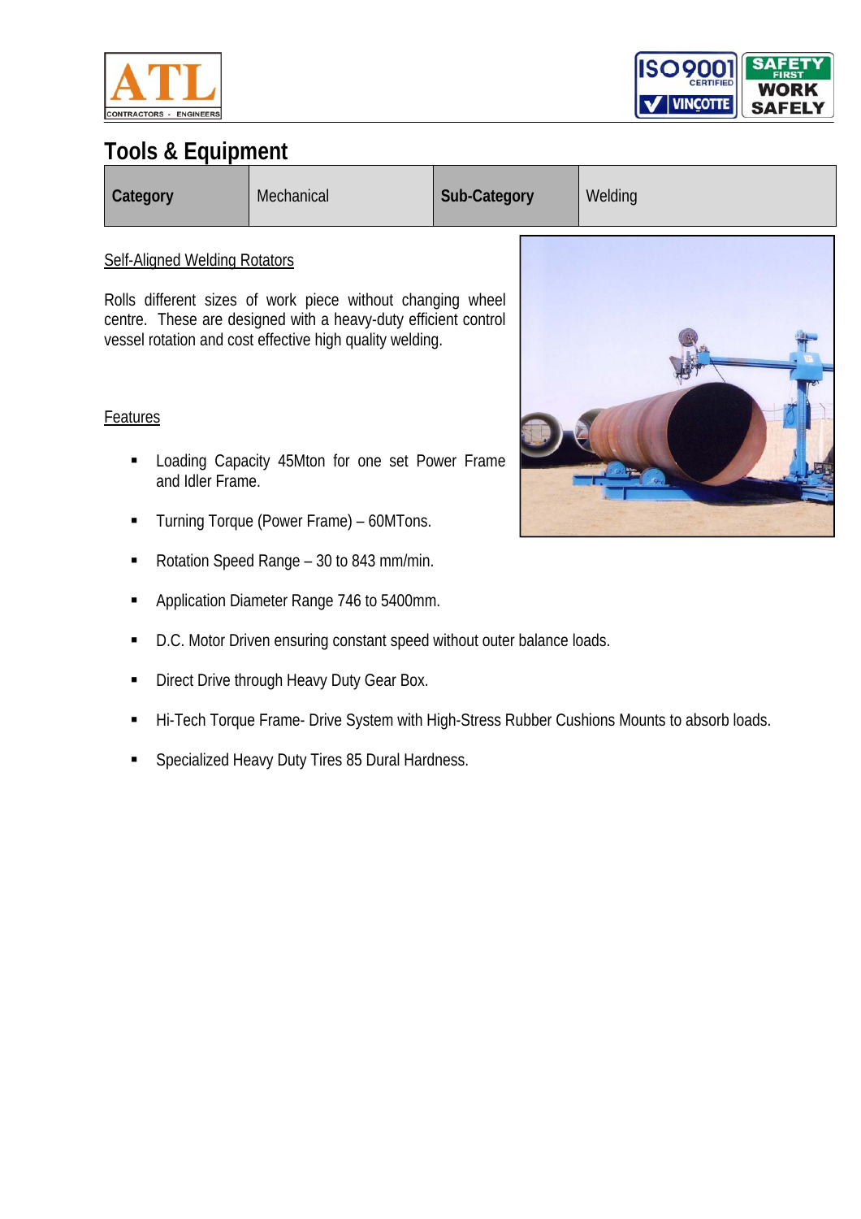# Tools & Equipment

| Category | Mechanical | Sub-Category | Welding |
|---|---|---|---|

Self-Aligned Welding Rotators

Rolls different sizes of work piece without changing wheel centre. These are designed with a heavy-duty efficient control vessel rotation and cost effective high quality welding.

Features

- Loading Capacity 45Mton for one set Power Frame and Idler Frame.
- Turning Torque (Power Frame) – 60MTons.
- Rotation Speed Range – 30 to 843 mm/min.
- Application Diameter Range 746 to 5400mm.
- D.C. Motor Driven ensuring constant speed without outer balance loads.
- Direct Drive through Heavy Duty Gear Box.
- Hi-Tech Torque Frame- Drive System with High-Stress Rubber Cushions Mounts to absorb loads.
- Specialized Heavy Duty Tires 85 Dural Hardness.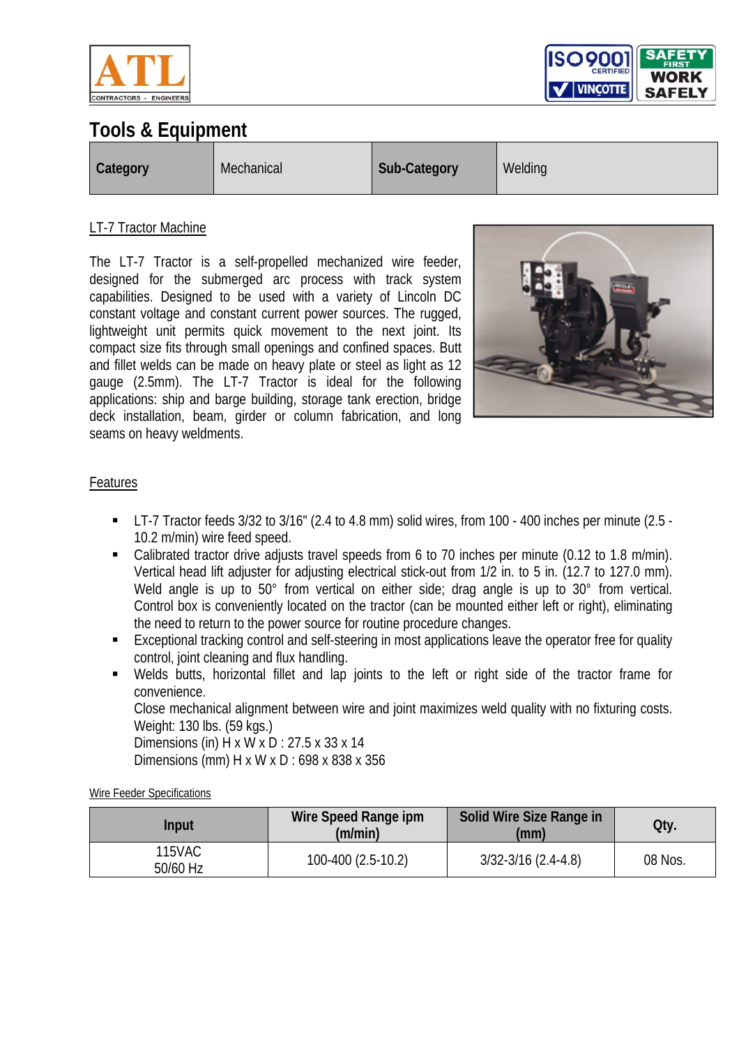# Tools & Equipment

| Category | Mechanical | Sub-Category | Welding |
|---|---|---|---|

LT-7 Tractor Machine

The LT-7 Tractor is a self-propelled mechanized wire feeder, designed for the submerged arc process with track system capabilities. Designed to be used with a variety of Lincoln DC constant voltage and constant current power sources. The rugged, lightweight unit permits quick movement to the next joint. Its compact size fits through small openings and confined spaces. Butt and fillet welds can be made on heavy plate or steel as light as 12 gauge (2.5mm). The LT-7 Tractor is ideal for the following applications: ship and barge building, storage tank erection, bridge deck installation, beam, girder or column fabrication, and long seams on heavy weldments.

Features

- LT-7 Tractor feeds 3/32 to 3/16" (2.4 to 4.8 mm) solid wires, from 100 - 400 inches per minute (2.5 - 10.2 m/min) wire feed speed.
- Calibrated tractor drive adjusts travel speeds from 6 to 70 inches per minute (0.12 to 1.8 m/min). Vertical head lift adjuster for adjusting electrical stick-out from 1/2 in. to 5 in. (12.7 to 127.0 mm). Weld angle is up to 50° from vertical on either side; drag angle is up to 30° from vertical. Control box is conveniently located on the tractor (can be mounted either left or right), eliminating the need to return to the power source for routine procedure changes.
- Exceptional tracking control and self-steering in most applications leave the operator free for quality control, joint cleaning and flux handling.
- Welds butts, horizontal fillet and lap joints to the left or right side of the tractor frame for convenience.
  Close mechanical alignment between wire and joint maximizes weld quality with no fixturing costs.
  Weight: 130 lbs. (59 kgs.)
  Dimensions (in) H x W x D : 27.5 x 33 x 14
  Dimensions (mm) H x W x D : 698 x 838 x 356

Wire Feeder Specifications

| Input | Wire Speed Range ipm (m/min) | Solid Wire Size Range in (mm) | Qty. |
|---|---|---|---|
| 115VAC 50/60 Hz | 100-400 (2.5-10.2) | 3/32-3/16 (2.4-4.8) | 08 Nos. |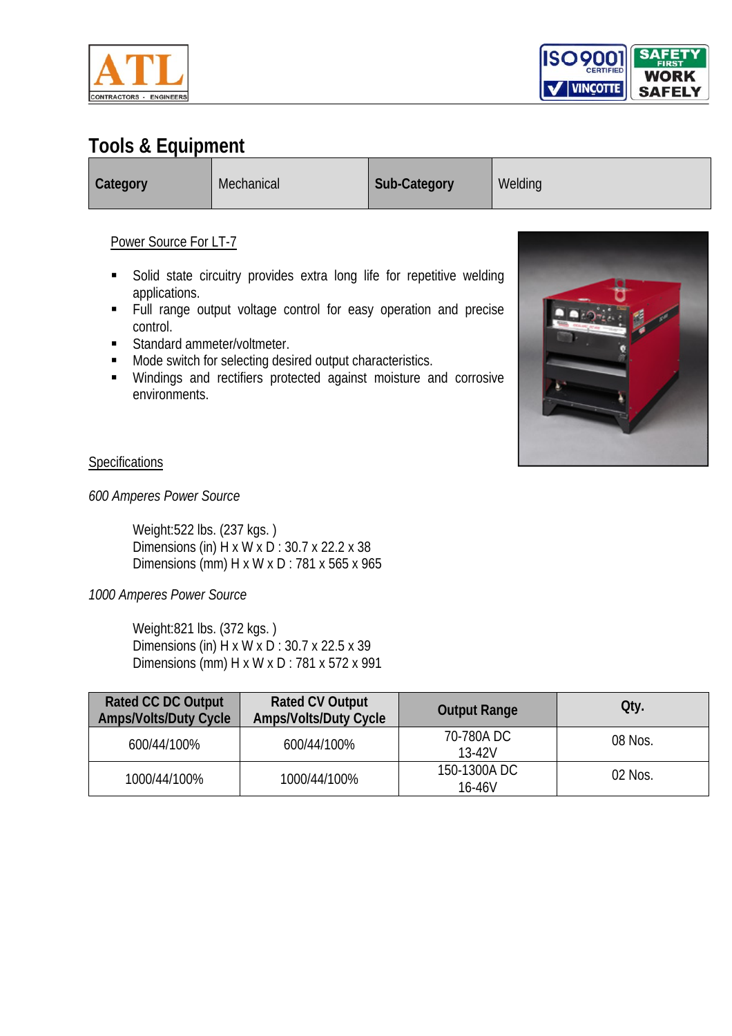# Tools & Equipment

| Category | Mechanical | Sub-Category | Welding |
|---|---|---|---|

Power Source For LT-7

- Solid state circuitry provides extra long life for repetitive welding applications.
- Full range output voltage control for easy operation and precise control.
- Standard ammeter/voltmeter.
- Mode switch for selecting desired output characteristics.
- Windings and rectifiers protected against moisture and corrosive environments.

Specifications

*600 Amperes Power Source*

Weight:522 lbs. (237 kgs. )
Dimensions (in) H x W x D : 30.7 x 22.2 x 38
Dimensions (mm) H x W x D : 781 x 565 x 965

*1000 Amperes Power Source*

Weight:821 lbs. (372 kgs. )
Dimensions (in) H x W x D : 30.7 x 22.5 x 39
Dimensions (mm) H x W x D : 781 x 572 x 991

| Rated CC DC Output Amps/Volts/Duty Cycle | Rated CV Output Amps/Volts/Duty Cycle | Output Range | Qty. |
|---|---|---|---|
| 600/44/100% | 600/44/100% | 70-780A DC 13-42V | 08 Nos. |
| 1000/44/100% | 1000/44/100% | 150-1300A DC 16-46V | 02 Nos. |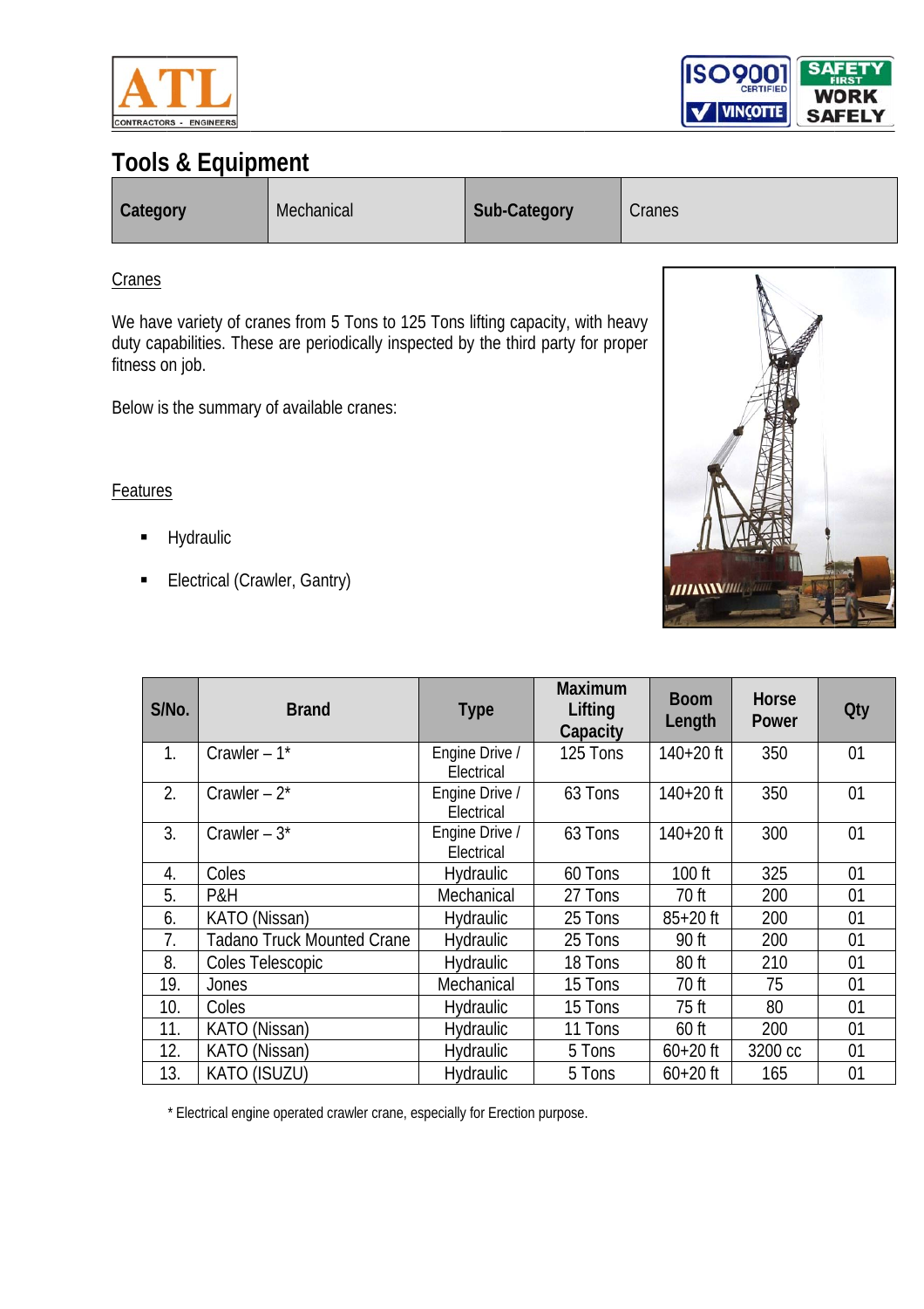# Tools & Equipment

| Category | Mechanical | Sub-Category | Cranes |
|---|---|---|---|

Cranes

We have variety of cranes from 5 Tons to 125 Tons lifting capacity, with heavy duty capabilities. These are periodically inspected by the third party for proper fitness on job.

Below is the summary of available cranes:

Features

- Hydraulic
- Electrical (Crawler, Gantry)

| S/No. | Brand | Type | Maximum Lifting Capacity | Boom Length | Horse Power | Qty |
|---|---|---|---|---|---|---|
| 1. | Crawler – 1* | Engine Drive / Electrical | 125 Tons | 140+20 ft | 350 | 01 |
| 2. | Crawler – 2* | Engine Drive / Electrical | 63 Tons | 140+20 ft | 350 | 01 |
| 3. | Crawler – 3* | Engine Drive / Electrical | 63 Tons | 140+20 ft | 300 | 01 |
| 4. | Coles | Hydraulic | 60 Tons | 100 ft | 325 | 01 |
| 5. | P&H | Mechanical | 27 Tons | 70 ft | 200 | 01 |
| 6. | KATO (Nissan) | Hydraulic | 25 Tons | 85+20 ft | 200 | 01 |
| 7. | Tadano Truck Mounted Crane | Hydraulic | 25 Tons | 90 ft | 200 | 01 |
| 8. | Coles Telescopic | Hydraulic | 18 Tons | 80 ft | 210 | 01 |
| 19. | Jones | Mechanical | 15 Tons | 70 ft | 75 | 01 |
| 10. | Coles | Hydraulic | 15 Tons | 75 ft | 80 | 01 |
| 11. | KATO (Nissan) | Hydraulic | 11 Tons | 60 ft | 200 | 01 |
| 12. | KATO (Nissan) | Hydraulic | 5 Tons | 60+20 ft | 3200 cc | 01 |
| 13. | KATO (ISUZU) | Hydraulic | 5 Tons | 60+20 ft | 165 | 01 |

* Electrical engine operated crawler crane, especially for Erection purpose.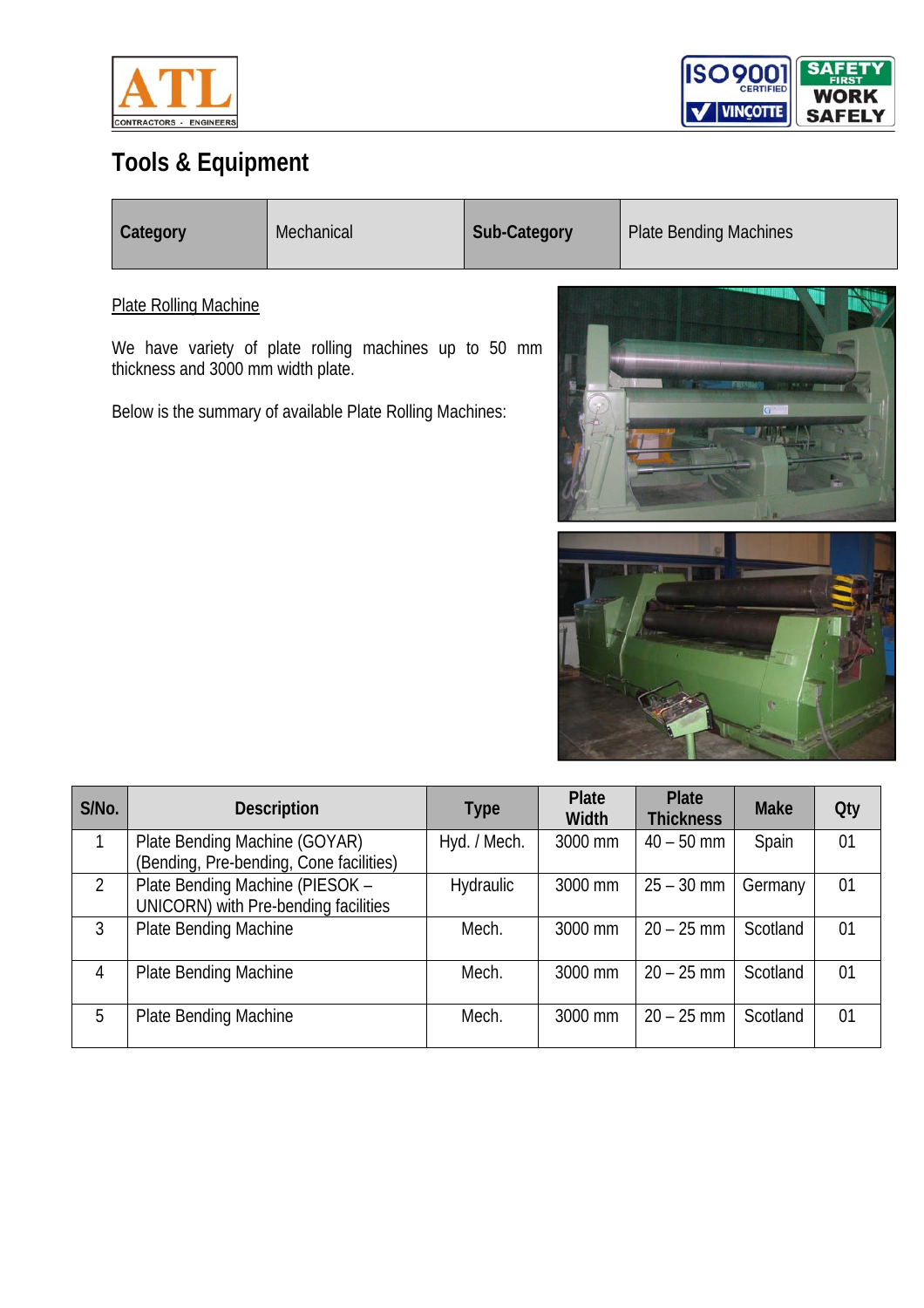# Tools & Equipment

| Category | Mechanical | Sub-Category | Plate Bending Machines |
| --- | --- | --- | --- |

Plate Rolling Machine

We have variety of plate rolling machines up to 50 mm thickness and 3000 mm width plate.

Below is the summary of available Plate Rolling Machines:

| S/No. | Description | Type | Plate Width | Plate Thickness | Make | Qty |
| --- | --- | --- | --- | --- | --- | --- |
| 1 | Plate Bending Machine (GOYAR) (Bending, Pre-bending, Cone facilities) | Hyd. / Mech. | 3000 mm | 40 – 50 mm | Spain | 01 |
| 2 | Plate Bending Machine (PIESOK – UNICORN) with Pre-bending facilities | Hydraulic | 3000 mm | 25 – 30 mm | Germany | 01 |
| 3 | Plate Bending Machine | Mech. | 3000 mm | 20 – 25 mm | Scotland | 01 |
| 4 | Plate Bending Machine | Mech. | 3000 mm | 20 – 25 mm | Scotland | 01 |
| 5 | Plate Bending Machine | Mech. | 3000 mm | 20 – 25 mm | Scotland | 01 |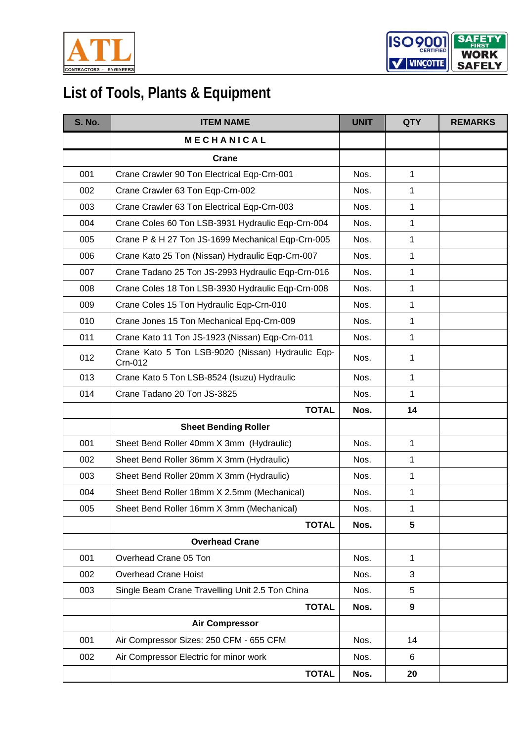# List of Tools, Plants & Equipment

| S. No. | ITEM NAME | UNIT | QTY | REMARKS |
|---|---|---|---|---|
| | **MECHANICAL** | | | |
| | **Crane** | | | |
| 001 | Crane Crawler 90 Ton Electrical Eqp-Crn-001 | Nos. | 1 | |
| 002 | Crane Crawler 63 Ton Eqp-Crn-002 | Nos. | 1 | |
| 003 | Crane Crawler 63 Ton Electrical Eqp-Crn-003 | Nos. | 1 | |
| 004 | Crane Coles 60 Ton LSB-3931 Hydraulic Eqp-Crn-004 | Nos. | 1 | |
| 005 | Crane P & H 27 Ton JS-1699 Mechanical Eqp-Crn-005 | Nos. | 1 | |
| 006 | Crane Kato 25 Ton (Nissan) Hydraulic Eqp-Crn-007 | Nos. | 1 | |
| 007 | Crane Tadano 25 Ton JS-2993 Hydraulic Eqp-Crn-016 | Nos. | 1 | |
| 008 | Crane Coles 18 Ton LSB-3930 Hydraulic Eqp-Crn-008 | Nos. | 1 | |
| 009 | Crane Coles 15 Ton Hydraulic Eqp-Crn-010 | Nos. | 1 | |
| 010 | Crane Jones 15 Ton Mechanical Epq-Crn-009 | Nos. | 1 | |
| 011 | Crane Kato 11 Ton JS-1923 (Nissan) Eqp-Crn-011 | Nos. | 1 | |
| 012 | Crane Kato 5 Ton LSB-9020 (Nissan) Hydraulic Eqp-Crn-012 | Nos. | 1 | |
| 013 | Crane Kato 5 Ton LSB-8524 (Isuzu) Hydraulic | Nos. | 1 | |
| 014 | Crane Tadano 20 Ton JS-3825 | Nos. | 1 | |
| | **TOTAL** | **Nos.** | **14** | |
| | **Sheet Bending Roller** | | | |
| 001 | Sheet Bend Roller 40mm X 3mm (Hydraulic) | Nos. | 1 | |
| 002 | Sheet Bend Roller 36mm X 3mm (Hydraulic) | Nos. | 1 | |
| 003 | Sheet Bend Roller 20mm X 3mm (Hydraulic) | Nos. | 1 | |
| 004 | Sheet Bend Roller 18mm X 2.5mm (Mechanical) | Nos. | 1 | |
| 005 | Sheet Bend Roller 16mm X 3mm (Mechanical) | Nos. | 1 | |
| | **TOTAL** | **Nos.** | **5** | |
| | **Overhead Crane** | | | |
| 001 | Overhead Crane 05 Ton | Nos. | 1 | |
| 002 | Overhead Crane Hoist | Nos. | 3 | |
| 003 | Single Beam Crane Travelling Unit 2.5 Ton China | Nos. | 5 | |
| | **TOTAL** | **Nos.** | **9** | |
| | **Air Compressor** | | | |
| 001 | Air Compressor Sizes: 250 CFM - 655 CFM | Nos. | 14 | |
| 002 | Air Compressor Electric for minor work | Nos. | 6 | |
| | **TOTAL** | **Nos.** | **20** | |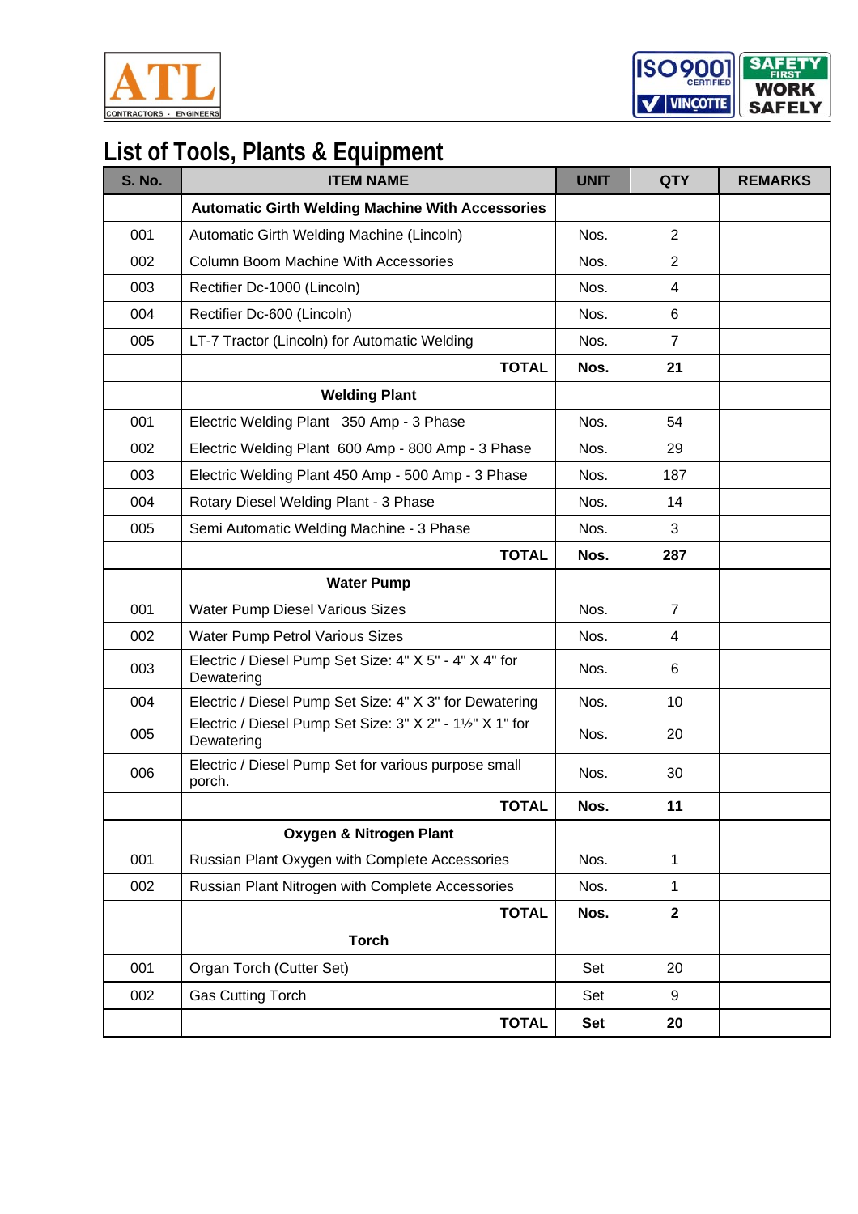# List of Tools, Plants & Equipment

| S. No. | ITEM NAME | UNIT | QTY | REMARKS |
|---|---|---|---|---|
| | **Automatic Girth Welding Machine With Accessories** | | | |
| 001 | Automatic Girth Welding Machine (Lincoln) | Nos. | 2 | |
| 002 | Column Boom Machine With Accessories | Nos. | 2 | |
| 003 | Rectifier Dc-1000 (Lincoln) | Nos. | 4 | |
| 004 | Rectifier Dc-600 (Lincoln) | Nos. | 6 | |
| 005 | LT-7 Tractor (Lincoln) for Automatic Welding | Nos. | 7 | |
| | **TOTAL** | **Nos.** | **21** | |
| | **Welding Plant** | | | |
| 001 | Electric Welding Plant 350 Amp - 3 Phase | Nos. | 54 | |
| 002 | Electric Welding Plant 600 Amp - 800 Amp - 3 Phase | Nos. | 29 | |
| 003 | Electric Welding Plant 450 Amp - 500 Amp - 3 Phase | Nos. | 187 | |
| 004 | Rotary Diesel Welding Plant - 3 Phase | Nos. | 14 | |
| 005 | Semi Automatic Welding Machine - 3 Phase | Nos. | 3 | |
| | **TOTAL** | **Nos.** | **287** | |
| | **Water Pump** | | | |
| 001 | Water Pump Diesel Various Sizes | Nos. | 7 | |
| 002 | Water Pump Petrol Various Sizes | Nos. | 4 | |
| 003 | Electric / Diesel Pump Set Size: 4" X 5" - 4" X 4" for Dewatering | Nos. | 6 | |
| 004 | Electric / Diesel Pump Set Size: 4" X 3" for Dewatering | Nos. | 10 | |
| 005 | Electric / Diesel Pump Set Size: 3" X 2" - 1½" X 1" for Dewatering | Nos. | 20 | |
| 006 | Electric / Diesel Pump Set for various purpose small porch. | Nos. | 30 | |
| | **TOTAL** | **Nos.** | **11** | |
| | **Oxygen & Nitrogen Plant** | | | |
| 001 | Russian Plant Oxygen with Complete Accessories | Nos. | 1 | |
| 002 | Russian Plant Nitrogen with Complete Accessories | Nos. | 1 | |
| | **TOTAL** | **Nos.** | **2** | |
| | **Torch** | | | |
| 001 | Organ Torch (Cutter Set) | Set | 20 | |
| 002 | Gas Cutting Torch | Set | 9 | |
| | **TOTAL** | **Set** | **20** | |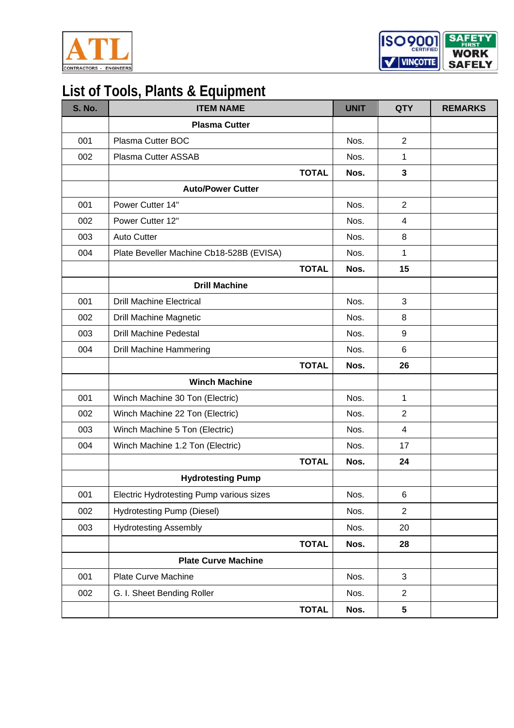# List of Tools, Plants & Equipment

| S. No. | ITEM NAME | UNIT | QTY | REMARKS |
|---|---|---|---|---|
| | **Plasma Cutter** | | | |
| 001 | Plasma Cutter BOC | Nos. | 2 | |
| 002 | Plasma Cutter ASSAB | Nos. | 1 | |
| | **TOTAL** | **Nos.** | **3** | |
| | **Auto/Power Cutter** | | | |
| 001 | Power Cutter 14" | Nos. | 2 | |
| 002 | Power Cutter 12" | Nos. | 4 | |
| 003 | Auto Cutter | Nos. | 8 | |
| 004 | Plate Beveller Machine Cb18-528B (EVISA) | Nos. | 1 | |
| | **TOTAL** | **Nos.** | **15** | |
| | **Drill Machine** | | | |
| 001 | Drill Machine Electrical | Nos. | 3 | |
| 002 | Drill Machine Magnetic | Nos. | 8 | |
| 003 | Drill Machine Pedestal | Nos. | 9 | |
| 004 | Drill Machine Hammering | Nos. | 6 | |
| | **TOTAL** | **Nos.** | **26** | |
| | **Winch Machine** | | | |
| 001 | Winch Machine 30 Ton (Electric) | Nos. | 1 | |
| 002 | Winch Machine 22 Ton (Electric) | Nos. | 2 | |
| 003 | Winch Machine 5 Ton (Electric) | Nos. | 4 | |
| 004 | Winch Machine 1.2 Ton (Electric) | Nos. | 17 | |
| | **TOTAL** | **Nos.** | **24** | |
| | **Hydrotesting Pump** | | | |
| 001 | Electric Hydrotesting Pump various sizes | Nos. | 6 | |
| 002 | Hydrotesting Pump (Diesel) | Nos. | 2 | |
| 003 | Hydrotesting Assembly | Nos. | 20 | |
| | **TOTAL** | **Nos.** | **28** | |
| | **Plate Curve Machine** | | | |
| 001 | Plate Curve Machine | Nos. | 3 | |
| 002 | G. I. Sheet Bending Roller | Nos. | 2 | |
| | **TOTAL** | **Nos.** | **5** | |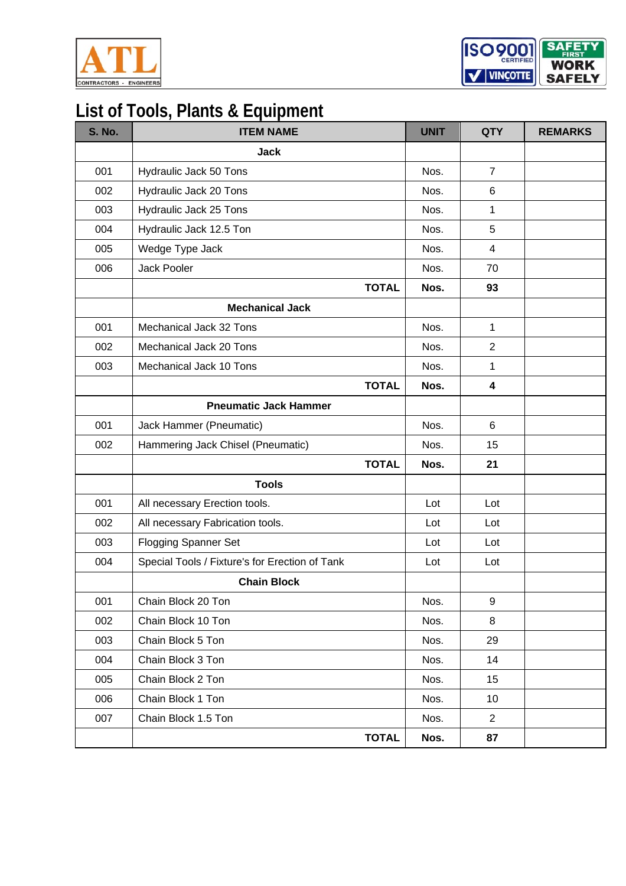# List of Tools, Plants & Equipment

| S. No. | ITEM NAME | UNIT | QTY | REMARKS |
|---|---|---|---|---|
| | **Jack** | | | |
| 001 | Hydraulic Jack 50 Tons | Nos. | 7 | |
| 002 | Hydraulic Jack 20 Tons | Nos. | 6 | |
| 003 | Hydraulic Jack 25 Tons | Nos. | 1 | |
| 004 | Hydraulic Jack 12.5 Ton | Nos. | 5 | |
| 005 | Wedge Type Jack | Nos. | 4 | |
| 006 | Jack Pooler | Nos. | 70 | |
| | **TOTAL** | **Nos.** | **93** | |
| | **Mechanical Jack** | | | |
| 001 | Mechanical Jack 32 Tons | Nos. | 1 | |
| 002 | Mechanical Jack 20 Tons | Nos. | 2 | |
| 003 | Mechanical Jack 10 Tons | Nos. | 1 | |
| | **TOTAL** | **Nos.** | **4** | |
| | **Pneumatic Jack Hammer** | | | |
| 001 | Jack Hammer (Pneumatic) | Nos. | 6 | |
| 002 | Hammering Jack Chisel (Pneumatic) | Nos. | 15 | |
| | **TOTAL** | **Nos.** | **21** | |
| | **Tools** | | | |
| 001 | All necessary Erection tools. | Lot | Lot | |
| 002 | All necessary Fabrication tools. | Lot | Lot | |
| 003 | Flogging Spanner Set | Lot | Lot | |
| 004 | Special Tools / Fixture's for Erection of Tank | Lot | Lot | |
| | **Chain Block** | | | |
| 001 | Chain Block 20 Ton | Nos. | 9 | |
| 002 | Chain Block 10 Ton | Nos. | 8 | |
| 003 | Chain Block 5 Ton | Nos. | 29 | |
| 004 | Chain Block 3 Ton | Nos. | 14 | |
| 005 | Chain Block 2 Ton | Nos. | 15 | |
| 006 | Chain Block 1 Ton | Nos. | 10 | |
| 007 | Chain Block 1.5 Ton | Nos. | 2 | |
| | **TOTAL** | **Nos.** | **87** | |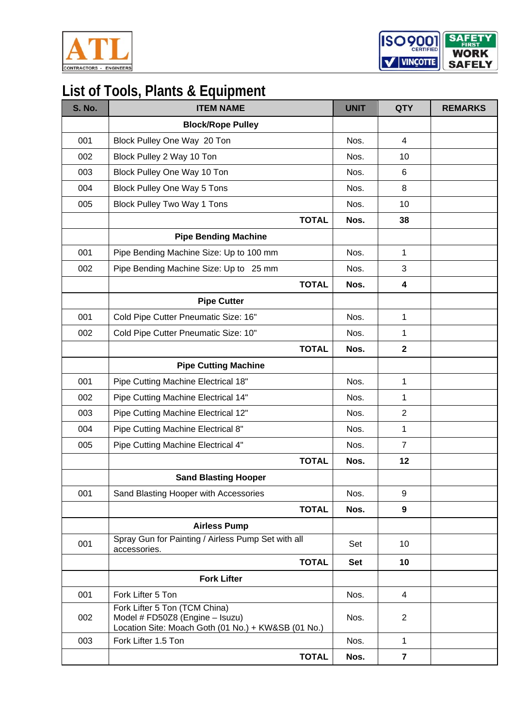# List of Tools, Plants & Equipment

| S. No. | ITEM NAME | UNIT | QTY | REMARKS |
|---|---|---|---|---|
| | **Block/Rope Pulley** | | | |
| 001 | Block Pulley One Way 20 Ton | Nos. | 4 | |
| 002 | Block Pulley 2 Way 10 Ton | Nos. | 10 | |
| 003 | Block Pulley One Way 10 Ton | Nos. | 6 | |
| 004 | Block Pulley One Way 5 Tons | Nos. | 8 | |
| 005 | Block Pulley Two Way 1 Tons | Nos. | 10 | |
| | **TOTAL** | **Nos.** | **38** | |
| | **Pipe Bending Machine** | | | |
| 001 | Pipe Bending Machine Size: Up to 100 mm | Nos. | 1 | |
| 002 | Pipe Bending Machine Size: Up to 25 mm | Nos. | 3 | |
| | **TOTAL** | **Nos.** | **4** | |
| | **Pipe Cutter** | | | |
| 001 | Cold Pipe Cutter Pneumatic Size: 16" | Nos. | 1 | |
| 002 | Cold Pipe Cutter Pneumatic Size: 10" | Nos. | 1 | |
| | **TOTAL** | **Nos.** | **2** | |
| | **Pipe Cutting Machine** | | | |
| 001 | Pipe Cutting Machine Electrical 18" | Nos. | 1 | |
| 002 | Pipe Cutting Machine Electrical 14" | Nos. | 1 | |
| 003 | Pipe Cutting Machine Electrical 12" | Nos. | 2 | |
| 004 | Pipe Cutting Machine Electrical 8" | Nos. | 1 | |
| 005 | Pipe Cutting Machine Electrical 4" | Nos. | 7 | |
| | **TOTAL** | **Nos.** | **12** | |
| | **Sand Blasting Hooper** | | | |
| 001 | Sand Blasting Hooper with Accessories | Nos. | 9 | |
| | **TOTAL** | **Nos.** | **9** | |
| | **Airless Pump** | | | |
| 001 | Spray Gun for Painting / Airless Pump Set with all accessories. | Set | 10 | |
| | **TOTAL** | **Set** | **10** | |
| | **Fork Lifter** | | | |
| 001 | Fork Lifter 5 Ton | Nos. | 4 | |
| 002 | Fork Lifter 5 Ton (TCM China)<br>Model # FD50Z8 (Engine – Isuzu)<br>Location Site: Moach Goth (01 No.) + KW&SB (01 No.) | Nos. | 2 | |
| 003 | Fork Lifter 1.5 Ton | Nos. | 1 | |
| | **TOTAL** | **Nos.** | **7** | |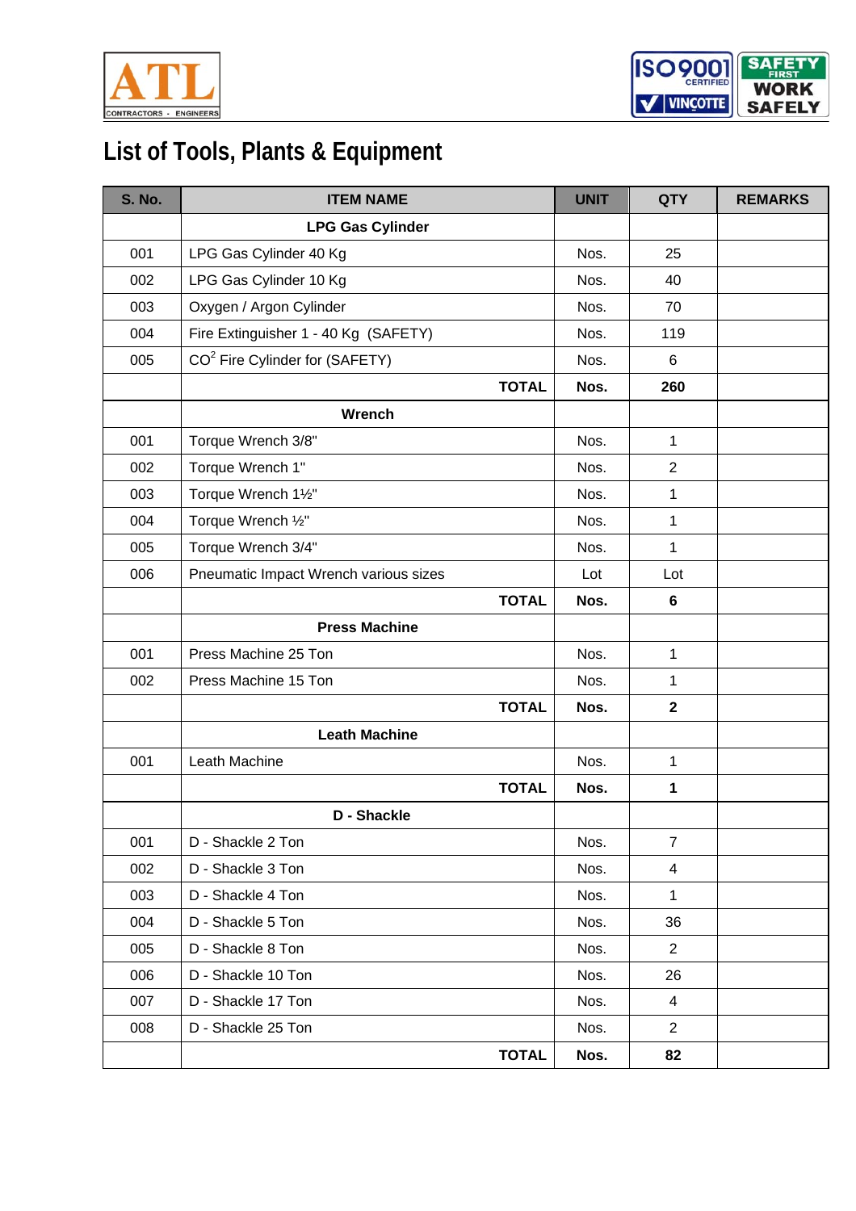# List of Tools, Plants & Equipment

| S. No. | ITEM NAME | UNIT | QTY | REMARKS |
|---|---|---|---|---|
| | **LPG Gas Cylinder** | | | |
| 001 | LPG Gas Cylinder 40 Kg | Nos. | 25 | |
| 002 | LPG Gas Cylinder 10 Kg | Nos. | 40 | |
| 003 | Oxygen / Argon Cylinder | Nos. | 70 | |
| 004 | Fire Extinguisher 1 - 40 Kg (SAFETY) | Nos. | 119 | |
| 005 | $CO^2$ Fire Cylinder for (SAFETY) | Nos. | 6 | |
| | **TOTAL** | **Nos.** | **260** | |
| | **Wrench** | | | |
| 001 | Torque Wrench 3/8" | Nos. | 1 | |
| 002 | Torque Wrench 1" | Nos. | 2 | |
| 003 | Torque Wrench 1½" | Nos. | 1 | |
| 004 | Torque Wrench ½" | Nos. | 1 | |
| 005 | Torque Wrench 3/4" | Nos. | 1 | |
| 006 | Pneumatic Impact Wrench various sizes | Lot | Lot | |
| | **TOTAL** | **Nos.** | **6** | |
| | **Press Machine** | | | |
| 001 | Press Machine 25 Ton | Nos. | 1 | |
| 002 | Press Machine 15 Ton | Nos. | 1 | |
| | **TOTAL** | **Nos.** | **2** | |
| | **Leath Machine** | | | |
| 001 | Leath Machine | Nos. | 1 | |
| | **TOTAL** | **Nos.** | **1** | |
| | **D - Shackle** | | | |
| 001 | D - Shackle 2 Ton | Nos. | 7 | |
| 002 | D - Shackle 3 Ton | Nos. | 4 | |
| 003 | D - Shackle 4 Ton | Nos. | 1 | |
| 004 | D - Shackle 5 Ton | Nos. | 36 | |
| 005 | D - Shackle 8 Ton | Nos. | 2 | |
| 006 | D - Shackle 10 Ton | Nos. | 26 | |
| 007 | D - Shackle 17 Ton | Nos. | 4 | |
| 008 | D - Shackle 25 Ton | Nos. | 2 | |
| | **TOTAL** | **Nos.** | **82** | |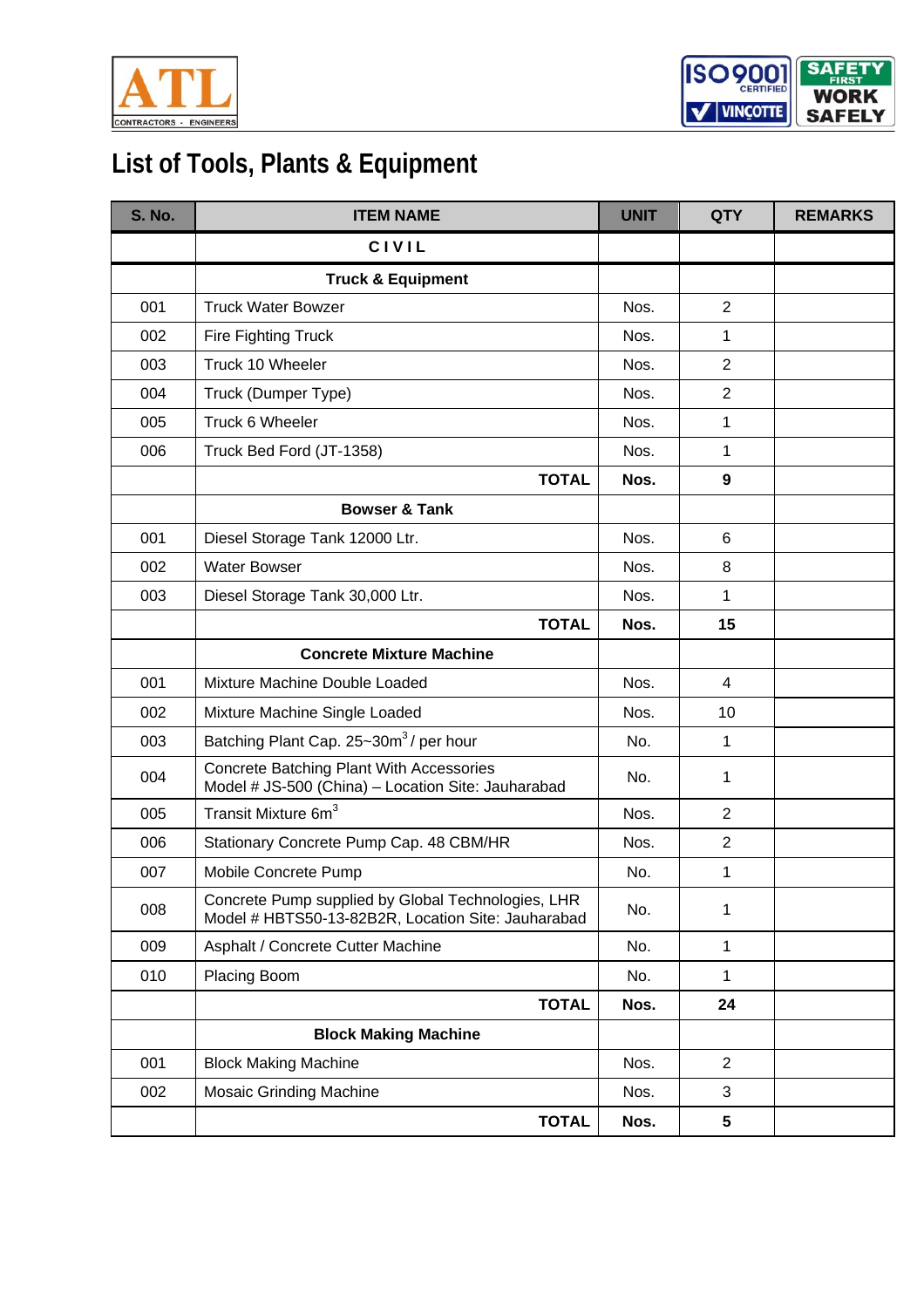# List of Tools, Plants & Equipment

| S. No. | ITEM NAME | UNIT | QTY | REMARKS |
|---|---|---|---|---|
| | **C I V I L** | | | |
| | **Truck & Equipment** | | | |
| 001 | Truck Water Bowzer | Nos. | 2 | |
| 002 | Fire Fighting Truck | Nos. | 1 | |
| 003 | Truck 10 Wheeler | Nos. | 2 | |
| 004 | Truck (Dumper Type) | Nos. | 2 | |
| 005 | Truck 6 Wheeler | Nos. | 1 | |
| 006 | Truck Bed Ford (JT-1358) | Nos. | 1 | |
| | **TOTAL** | **Nos.** | **9** | |
| | **Bowser & Tank** | | | |
| 001 | Diesel Storage Tank 12000 Ltr. | Nos. | 6 | |
| 002 | Water Bowser | Nos. | 8 | |
| 003 | Diesel Storage Tank 30,000 Ltr. | Nos. | 1 | |
| | **TOTAL** | **Nos.** | **15** | |
| | **Concrete Mixture Machine** | | | |
| 001 | Mixture Machine Double Loaded | Nos. | 4 | |
| 002 | Mixture Machine Single Loaded | Nos. | 10 | |
| 003 | Batching Plant Cap. 25~30m$^3$ / per hour | No. | 1 | |
| 004 | Concrete Batching Plant With Accessories Model # JS-500 (China) – Location Site: Jauharabad | No. | 1 | |
| 005 | Transit Mixture 6m$^3$ | Nos. | 2 | |
| 006 | Stationary Concrete Pump Cap. 48 CBM/HR | Nos. | 2 | |
| 007 | Mobile Concrete Pump | No. | 1 | |
| 008 | Concrete Pump supplied by Global Technologies, LHR Model # HBTS50-13-82B2R, Location Site: Jauharabad | No. | 1 | |
| 009 | Asphalt / Concrete Cutter Machine | No. | 1 | |
| 010 | Placing Boom | No. | 1 | |
| | **TOTAL** | **Nos.** | **24** | |
| | **Block Making Machine** | | | |
| 001 | Block Making Machine | Nos. | 2 | |
| 002 | Mosaic Grinding Machine | Nos. | 3 | |
| | **TOTAL** | **Nos.** | **5** | |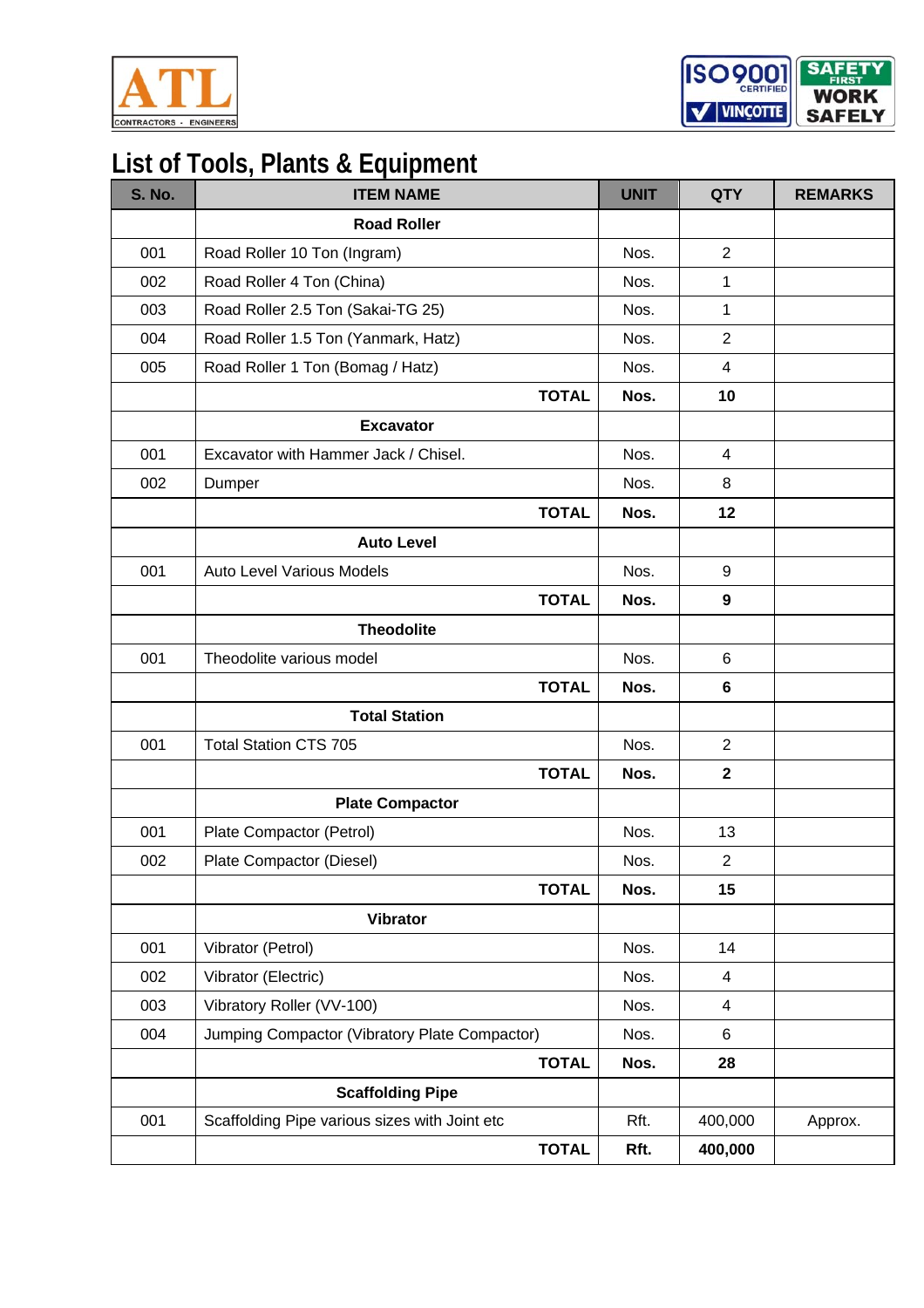# List of Tools, Plants & Equipment

| S. No. | ITEM NAME | UNIT | QTY | REMARKS |
|---|---|---|---|---|
| | **Road Roller** | | | |
| 001 | Road Roller 10 Ton (Ingram) | Nos. | 2 | |
| 002 | Road Roller 4 Ton (China) | Nos. | 1 | |
| 003 | Road Roller 2.5 Ton (Sakai-TG 25) | Nos. | 1 | |
| 004 | Road Roller 1.5 Ton (Yanmark, Hatz) | Nos. | 2 | |
| 005 | Road Roller 1 Ton (Bomag / Hatz) | Nos. | 4 | |
| | **TOTAL** | **Nos.** | **10** | |
| | **Excavator** | | | |
| 001 | Excavator with Hammer Jack / Chisel. | Nos. | 4 | |
| 002 | Dumper | Nos. | 8 | |
| | **TOTAL** | **Nos.** | **12** | |
| | **Auto Level** | | | |
| 001 | Auto Level Various Models | Nos. | 9 | |
| | **TOTAL** | **Nos.** | **9** | |
| | **Theodolite** | | | |
| 001 | Theodolite various model | Nos. | 6 | |
| | **TOTAL** | **Nos.** | **6** | |
| | **Total Station** | | | |
| 001 | Total Station CTS 705 | Nos. | 2 | |
| | **TOTAL** | **Nos.** | **2** | |
| | **Plate Compactor** | | | |
| 001 | Plate Compactor (Petrol) | Nos. | 13 | |
| 002 | Plate Compactor (Diesel) | Nos. | 2 | |
| | **TOTAL** | **Nos.** | **15** | |
| | **Vibrator** | | | |
| 001 | Vibrator (Petrol) | Nos. | 14 | |
| 002 | Vibrator (Electric) | Nos. | 4 | |
| 003 | Vibratory Roller (VV-100) | Nos. | 4 | |
| 004 | Jumping Compactor (Vibratory Plate Compactor) | Nos. | 6 | |
| | **TOTAL** | **Nos.** | **28** | |
| | **Scaffolding Pipe** | | | |
| 001 | Scaffolding Pipe various sizes with Joint etc | Rft. | 400,000 | Approx. |
| | **TOTAL** | **Rft.** | **400,000** | |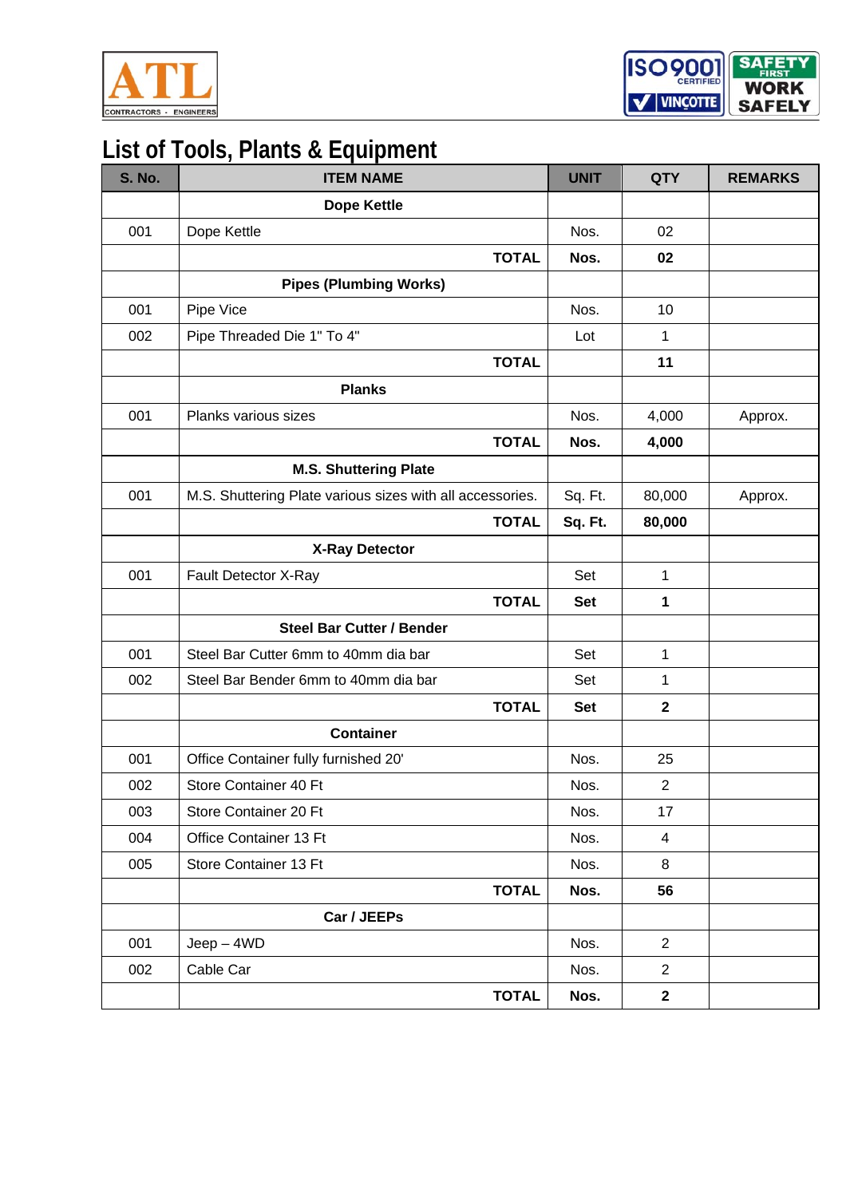# List of Tools, Plants & Equipment

| S. No. | ITEM NAME | UNIT | QTY | REMARKS |
|---|---|---|---|---|
| | **Dope Kettle** | | | |
| 001 | Dope Kettle | Nos. | 02 | |
| | **TOTAL** | **Nos.** | **02** | |
| | **Pipes (Plumbing Works)** | | | |
| 001 | Pipe Vice | Nos. | 10 | |
| 002 | Pipe Threaded Die 1" To 4" | Lot | 1 | |
| | **TOTAL** | | **11** | |
| | **Planks** | | | |
| 001 | Planks various sizes | Nos. | 4,000 | Approx. |
| | **TOTAL** | **Nos.** | **4,000** | |
| | **M.S. Shuttering Plate** | | | |
| 001 | M.S. Shuttering Plate various sizes with all accessories. | Sq. Ft. | 80,000 | Approx. |
| | **TOTAL** | **Sq. Ft.** | **80,000** | |
| | **X-Ray Detector** | | | |
| 001 | Fault Detector X-Ray | Set | 1 | |
| | **TOTAL** | **Set** | **1** | |
| | **Steel Bar Cutter / Bender** | | | |
| 001 | Steel Bar Cutter 6mm to 40mm dia bar | Set | 1 | |
| 002 | Steel Bar Bender 6mm to 40mm dia bar | Set | 1 | |
| | **TOTAL** | **Set** | **2** | |
| | **Container** | | | |
| 001 | Office Container fully furnished 20' | Nos. | 25 | |
| 002 | Store Container 40 Ft | Nos. | 2 | |
| 003 | Store Container 20 Ft | Nos. | 17 | |
| 004 | Office Container 13 Ft | Nos. | 4 | |
| 005 | Store Container 13 Ft | Nos. | 8 | |
| | **TOTAL** | **Nos.** | **56** | |
| | **Car / JEEPs** | | | |
| 001 | Jeep – 4WD | Nos. | 2 | |
| 002 | Cable Car | Nos. | 2 | |
| | **TOTAL** | **Nos.** | **2** | |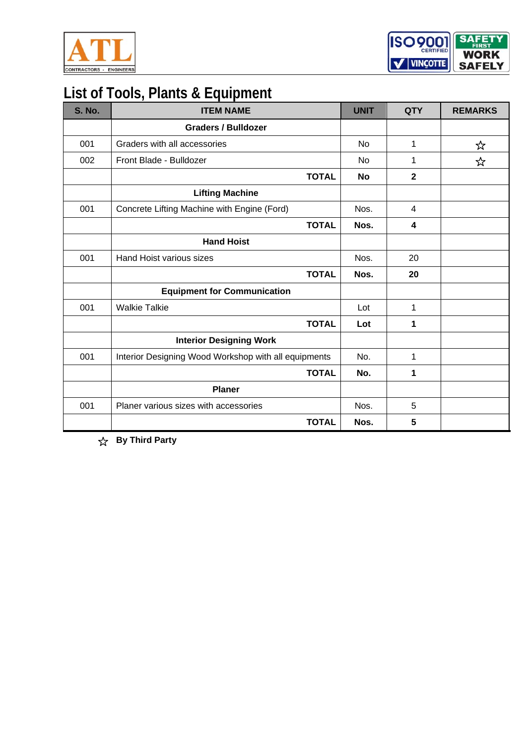# List of Tools, Plants & Equipment

| S. No. | ITEM NAME | UNIT | QTY | REMARKS |
|---|---|---|---|---|
| | **Graders / Bulldozer** | | | |
| 001 | Graders with all accessories | No | 1 | ☆ |
| 002 | Front Blade - Bulldozer | No | 1 | ☆ |
| | **TOTAL** | **No** | **2** | |
| | **Lifting Machine** | | | |
| 001 | Concrete Lifting Machine with Engine (Ford) | Nos. | 4 | |
| | **TOTAL** | **Nos.** | **4** | |
| | **Hand Hoist** | | | |
| 001 | Hand Hoist various sizes | Nos. | 20 | |
| | **TOTAL** | **Nos.** | **20** | |
| | **Equipment for Communication** | | | |
| 001 | Walkie Talkie | Lot | 1 | |
| | **TOTAL** | **Lot** | **1** | |
| | **Interior Designing Work** | | | |
| 001 | Interior Designing Wood Workshop with all equipments | No. | 1 | |
| | **TOTAL** | **No.** | **1** | |
| | **Planer** | | | |
| 001 | Planer various sizes with accessories | Nos. | 5 | |
| | **TOTAL** | **Nos.** | **5** | |

☆ **By Third Party**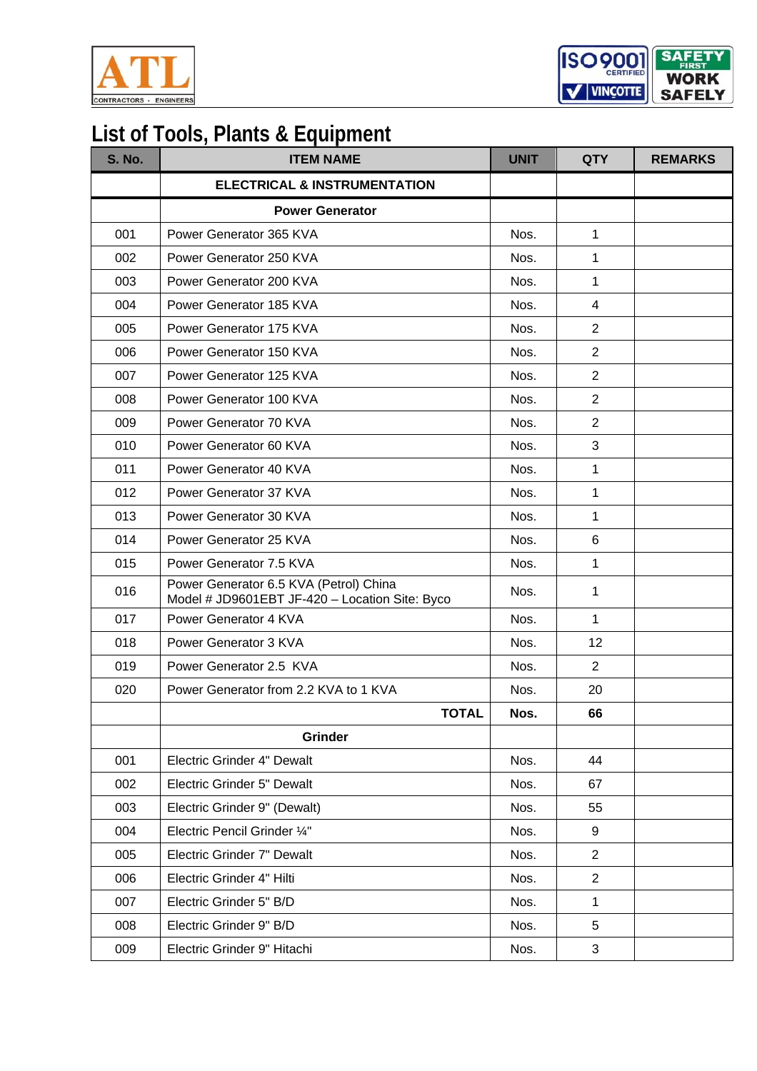# List of Tools, Plants & Equipment

| S. No. | ITEM NAME | UNIT | QTY | REMARKS |
|---|---|---|---|---|
| | **ELECTRICAL & INSTRUMENTATION** | | | |
| | **Power Generator** | | | |
| 001 | Power Generator 365 KVA | Nos. | 1 | |
| 002 | Power Generator 250 KVA | Nos. | 1 | |
| 003 | Power Generator 200 KVA | Nos. | 1 | |
| 004 | Power Generator 185 KVA | Nos. | 4 | |
| 005 | Power Generator 175 KVA | Nos. | 2 | |
| 006 | Power Generator 150 KVA | Nos. | 2 | |
| 007 | Power Generator 125 KVA | Nos. | 2 | |
| 008 | Power Generator 100 KVA | Nos. | 2 | |
| 009 | Power Generator 70 KVA | Nos. | 2 | |
| 010 | Power Generator 60 KVA | Nos. | 3 | |
| 011 | Power Generator 40 KVA | Nos. | 1 | |
| 012 | Power Generator 37 KVA | Nos. | 1 | |
| 013 | Power Generator 30 KVA | Nos. | 1 | |
| 014 | Power Generator 25 KVA | Nos. | 6 | |
| 015 | Power Generator 7.5 KVA | Nos. | 1 | |
| 016 | Power Generator 6.5 KVA (Petrol) China Model # JD9601EBT JF-420 – Location Site: Byco | Nos. | 1 | |
| 017 | Power Generator 4 KVA | Nos. | 1 | |
| 018 | Power Generator 3 KVA | Nos. | 12 | |
| 019 | Power Generator 2.5 KVA | Nos. | 2 | |
| 020 | Power Generator from 2.2 KVA to 1 KVA | Nos. | 20 | |
| | **TOTAL** | **Nos.** | **66** | |
| | **Grinder** | | | |
| 001 | Electric Grinder 4" Dewalt | Nos. | 44 | |
| 002 | Electric Grinder 5" Dewalt | Nos. | 67 | |
| 003 | Electric Grinder 9" (Dewalt) | Nos. | 55 | |
| 004 | Electric Pencil Grinder ¼" | Nos. | 9 | |
| 005 | Electric Grinder 7" Dewalt | Nos. | 2 | |
| 006 | Electric Grinder 4" Hilti | Nos. | 2 | |
| 007 | Electric Grinder 5" B/D | Nos. | 1 | |
| 008 | Electric Grinder 9" B/D | Nos. | 5 | |
| 009 | Electric Grinder 9" Hitachi | Nos. | 3 | |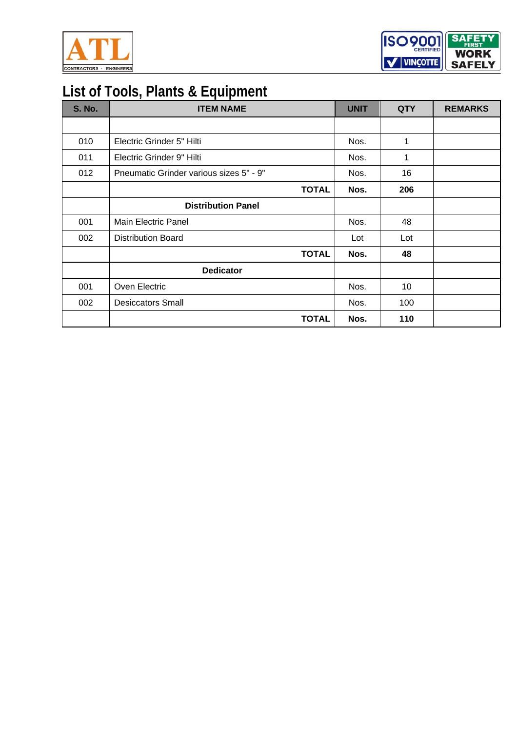# List of Tools, Plants & Equipment

| S. No. | ITEM NAME | UNIT | QTY | REMARKS |
|---|---|---|---|---|
| | | | | |
| 010 | Electric Grinder 5" Hilti | Nos. | 1 | |
| 011 | Electric Grinder 9" Hilti | Nos. | 1 | |
| 012 | Pneumatic Grinder various sizes 5" - 9" | Nos. | 16 | |
| | **TOTAL** | **Nos.** | **206** | |
| | **Distribution Panel** | | | |
| 001 | Main Electric Panel | Nos. | 48 | |
| 002 | Distribution Board | Lot | Lot | |
| | **TOTAL** | **Nos.** | **48** | |
| | **Dedicator** | | | |
| 001 | Oven Electric | Nos. | 10 | |
| 002 | Desiccators Small | Nos. | 100 | |
| | **TOTAL** | **Nos.** | **110** | |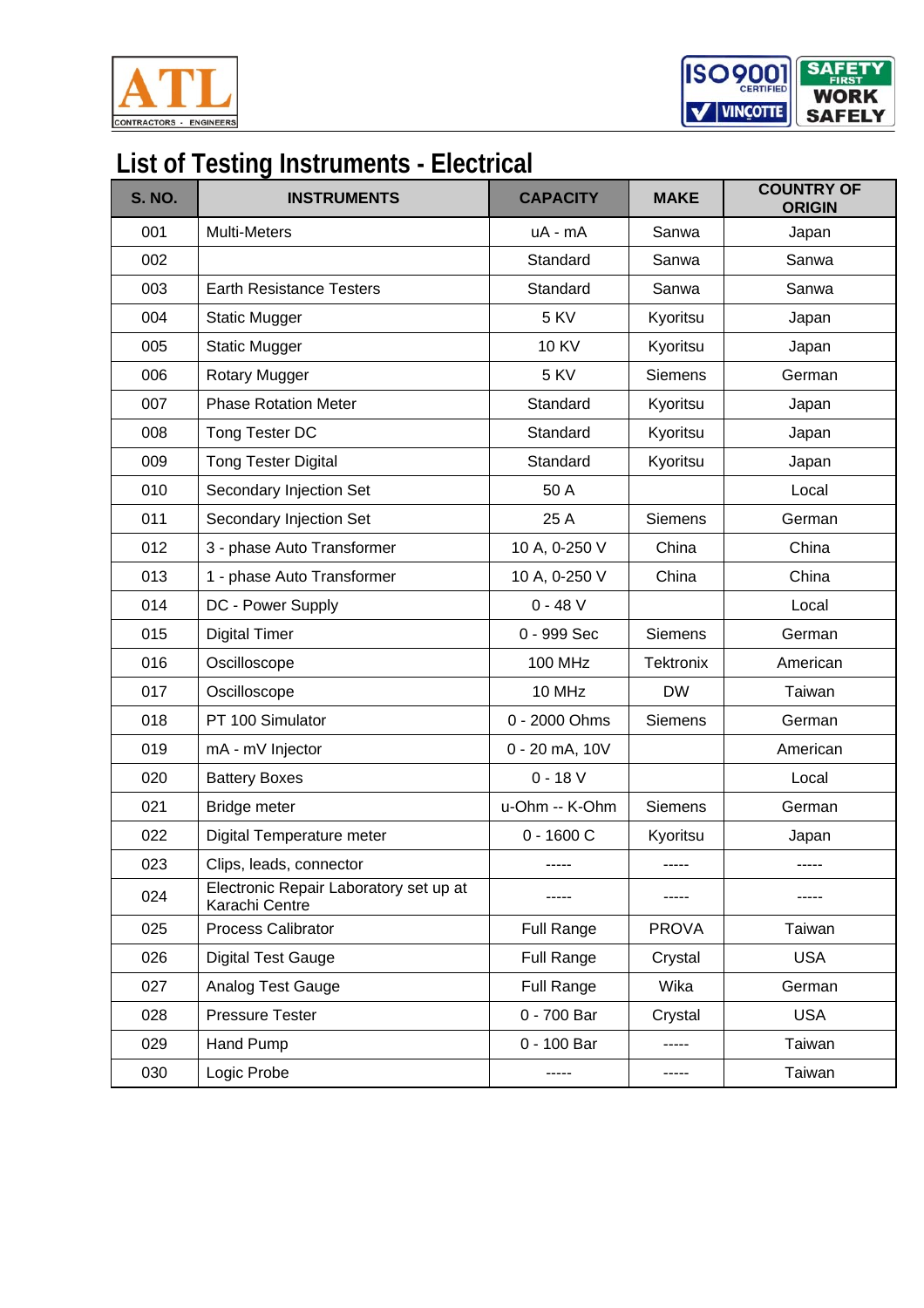# List of Testing Instruments - Electrical

| S. NO. | INSTRUMENTS | CAPACITY | MAKE | COUNTRY OF ORIGIN |
|---|---|---|---|---|
| 001 | Multi-Meters | uA - mA | Sanwa | Japan |
| 002 | | Standard | Sanwa | Sanwa |
| 003 | Earth Resistance Testers | Standard | Sanwa | Sanwa |
| 004 | Static Mugger | 5 KV | Kyoritsu | Japan |
| 005 | Static Mugger | 10 KV | Kyoritsu | Japan |
| 006 | Rotary Mugger | 5 KV | Siemens | German |
| 007 | Phase Rotation Meter | Standard | Kyoritsu | Japan |
| 008 | Tong Tester DC | Standard | Kyoritsu | Japan |
| 009 | Tong Tester Digital | Standard | Kyoritsu | Japan |
| 010 | Secondary Injection Set | 50 A | | Local |
| 011 | Secondary Injection Set | 25 A | Siemens | German |
| 012 | 3 - phase Auto Transformer | 10 A, 0-250 V | China | China |
| 013 | 1 - phase Auto Transformer | 10 A, 0-250 V | China | China |
| 014 | DC - Power Supply | 0 - 48 V | | Local |
| 015 | Digital Timer | 0 - 999 Sec | Siemens | German |
| 016 | Oscilloscope | 100 MHz | Tektronix | American |
| 017 | Oscilloscope | 10 MHz | DW | Taiwan |
| 018 | PT 100 Simulator | 0 - 2000 Ohms | Siemens | German |
| 019 | mA - mV Injector | 0 - 20 mA, 10V | | American |
| 020 | Battery Boxes | 0 - 18 V | | Local |
| 021 | Bridge meter | u-Ohm -- K-Ohm | Siemens | German |
| 022 | Digital Temperature meter | 0 - 1600 C | Kyoritsu | Japan |
| 023 | Clips, leads, connector | ----- | ----- | ----- |
| 024 | Electronic Repair Laboratory set up at Karachi Centre | ----- | ----- | ----- |
| 025 | Process Calibrator | Full Range | PROVA | Taiwan |
| 026 | Digital Test Gauge | Full Range | Crystal | USA |
| 027 | Analog Test Gauge | Full Range | Wika | German |
| 028 | Pressure Tester | 0 - 700 Bar | Crystal | USA |
| 029 | Hand Pump | 0 - 100 Bar | ----- | Taiwan |
| 030 | Logic Probe | ----- | ----- | Taiwan |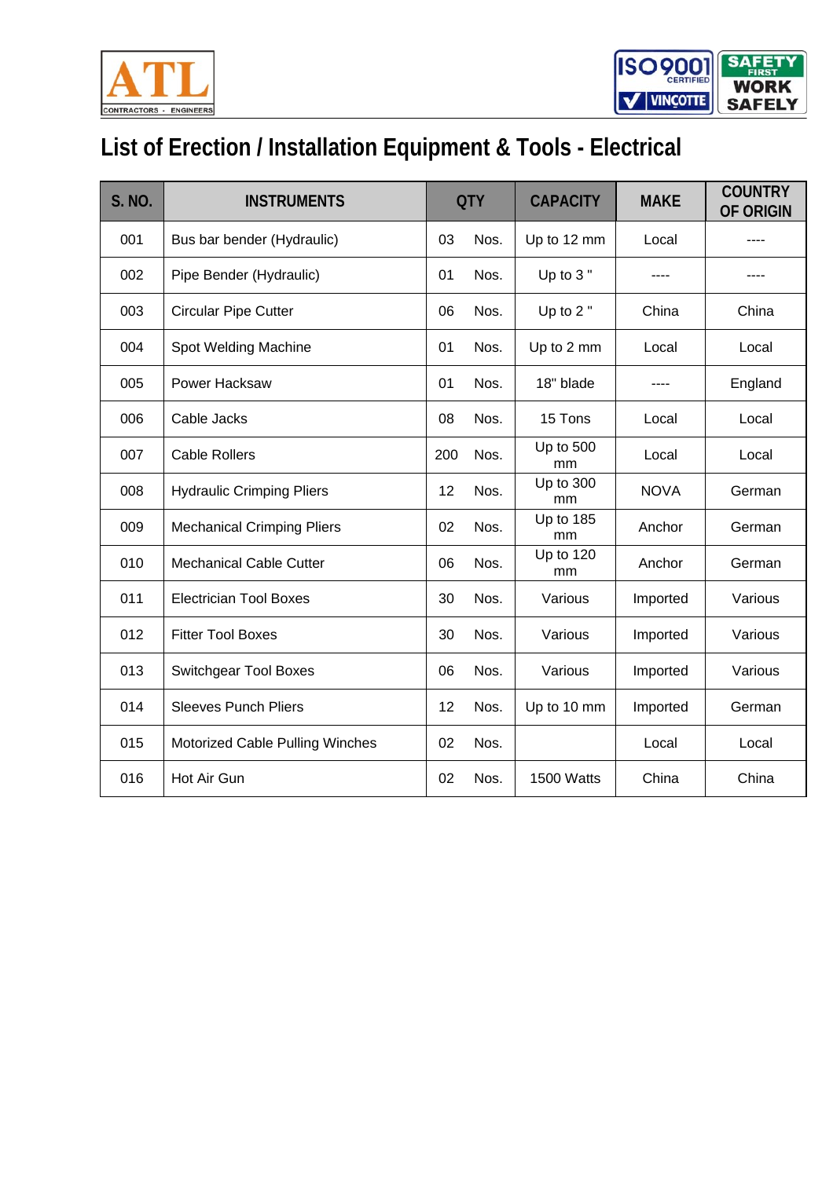# List of Erection / Installation Equipment & Tools - Electrical

| S. NO. | INSTRUMENTS | QTY | | CAPACITY | MAKE | COUNTRY OF ORIGIN |
|---|---|---|---|---|---|---|
| 001 | Bus bar bender (Hydraulic) | 03 | Nos. | Up to 12 mm | Local | ---- |
| 002 | Pipe Bender (Hydraulic) | 01 | Nos. | Up to 3 " | ---- | ---- |
| 003 | Circular Pipe Cutter | 06 | Nos. | Up to 2 " | China | China |
| 004 | Spot Welding Machine | 01 | Nos. | Up to 2 mm | Local | Local |
| 005 | Power Hacksaw | 01 | Nos. | 18" blade | ---- | England |
| 006 | Cable Jacks | 08 | Nos. | 15 Tons | Local | Local |
| 007 | Cable Rollers | 200 | Nos. | Up to 500 mm | Local | Local |
| 008 | Hydraulic Crimping Pliers | 12 | Nos. | Up to 300 mm | NOVA | German |
| 009 | Mechanical Crimping Pliers | 02 | Nos. | Up to 185 mm | Anchor | German |
| 010 | Mechanical Cable Cutter | 06 | Nos. | Up to 120 mm | Anchor | German |
| 011 | Electrician Tool Boxes | 30 | Nos. | Various | Imported | Various |
| 012 | Fitter Tool Boxes | 30 | Nos. | Various | Imported | Various |
| 013 | Switchgear Tool Boxes | 06 | Nos. | Various | Imported | Various |
| 014 | Sleeves Punch Pliers | 12 | Nos. | Up to 10 mm | Imported | German |
| 015 | Motorized Cable Pulling Winches | 02 | Nos. | | Local | Local |
| 016 | Hot Air Gun | 02 | Nos. | 1500 Watts | China | China |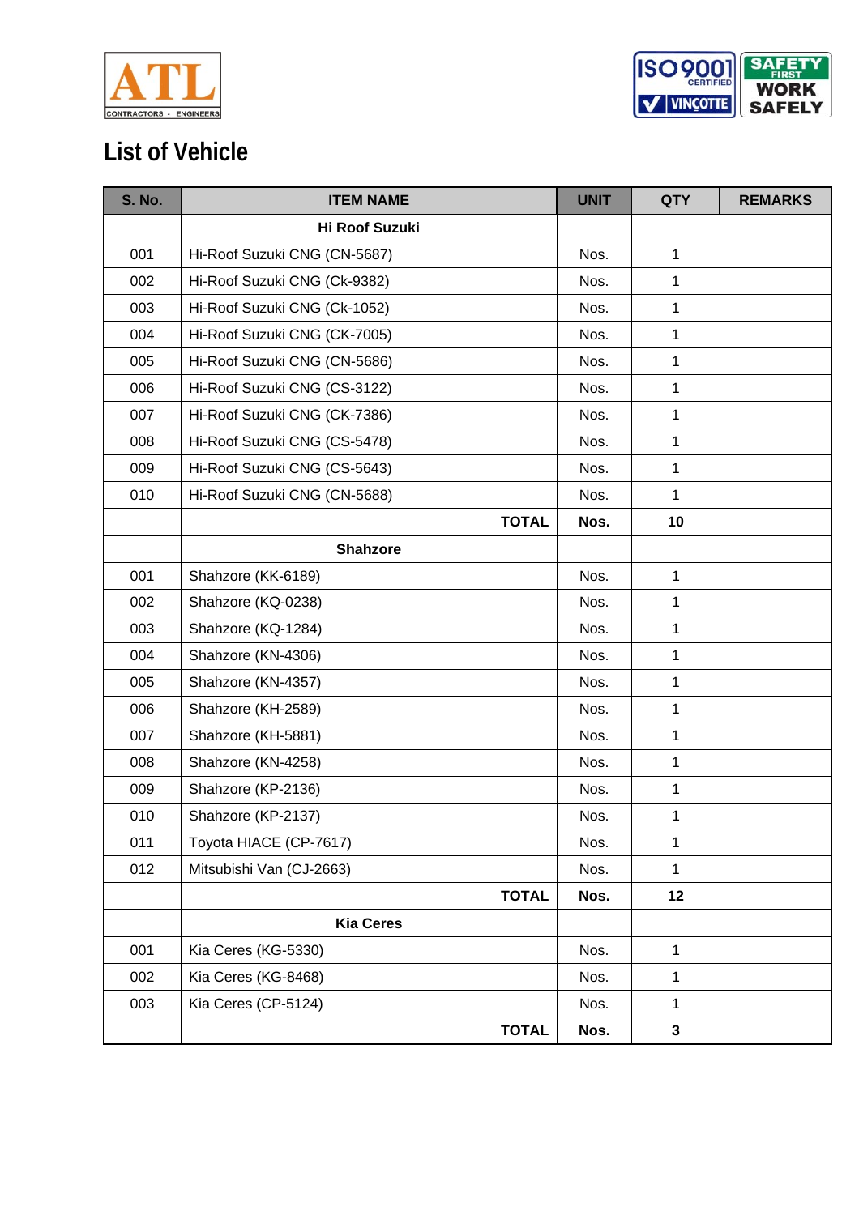# List of Vehicle

| S. No. | ITEM NAME | UNIT | QTY | REMARKS |
|---|---|---|---|---|
| | **Hi Roof Suzuki** | | | |
| 001 | Hi-Roof Suzuki CNG (CN-5687) | Nos. | 1 | |
| 002 | Hi-Roof Suzuki CNG (Ck-9382) | Nos. | 1 | |
| 003 | Hi-Roof Suzuki CNG (Ck-1052) | Nos. | 1 | |
| 004 | Hi-Roof Suzuki CNG (CK-7005) | Nos. | 1 | |
| 005 | Hi-Roof Suzuki CNG (CN-5686) | Nos. | 1 | |
| 006 | Hi-Roof Suzuki CNG (CS-3122) | Nos. | 1 | |
| 007 | Hi-Roof Suzuki CNG (CK-7386) | Nos. | 1 | |
| 008 | Hi-Roof Suzuki CNG (CS-5478) | Nos. | 1 | |
| 009 | Hi-Roof Suzuki CNG (CS-5643) | Nos. | 1 | |
| 010 | Hi-Roof Suzuki CNG (CN-5688) | Nos. | 1 | |
| | **TOTAL** | **Nos.** | **10** | |
| | **Shahzore** | | | |
| 001 | Shahzore (KK-6189) | Nos. | 1 | |
| 002 | Shahzore (KQ-0238) | Nos. | 1 | |
| 003 | Shahzore (KQ-1284) | Nos. | 1 | |
| 004 | Shahzore (KN-4306) | Nos. | 1 | |
| 005 | Shahzore (KN-4357) | Nos. | 1 | |
| 006 | Shahzore (KH-2589) | Nos. | 1 | |
| 007 | Shahzore (KH-5881) | Nos. | 1 | |
| 008 | Shahzore (KN-4258) | Nos. | 1 | |
| 009 | Shahzore (KP-2136) | Nos. | 1 | |
| 010 | Shahzore (KP-2137) | Nos. | 1 | |
| 011 | Toyota HIACE (CP-7617) | Nos. | 1 | |
| 012 | Mitsubishi Van (CJ-2663) | Nos. | 1 | |
| | **TOTAL** | **Nos.** | **12** | |
| | **Kia Ceres** | | | |
| 001 | Kia Ceres (KG-5330) | Nos. | 1 | |
| 002 | Kia Ceres (KG-8468) | Nos. | 1 | |
| 003 | Kia Ceres (CP-5124) | Nos. | 1 | |
| | **TOTAL** | **Nos.** | **3** | |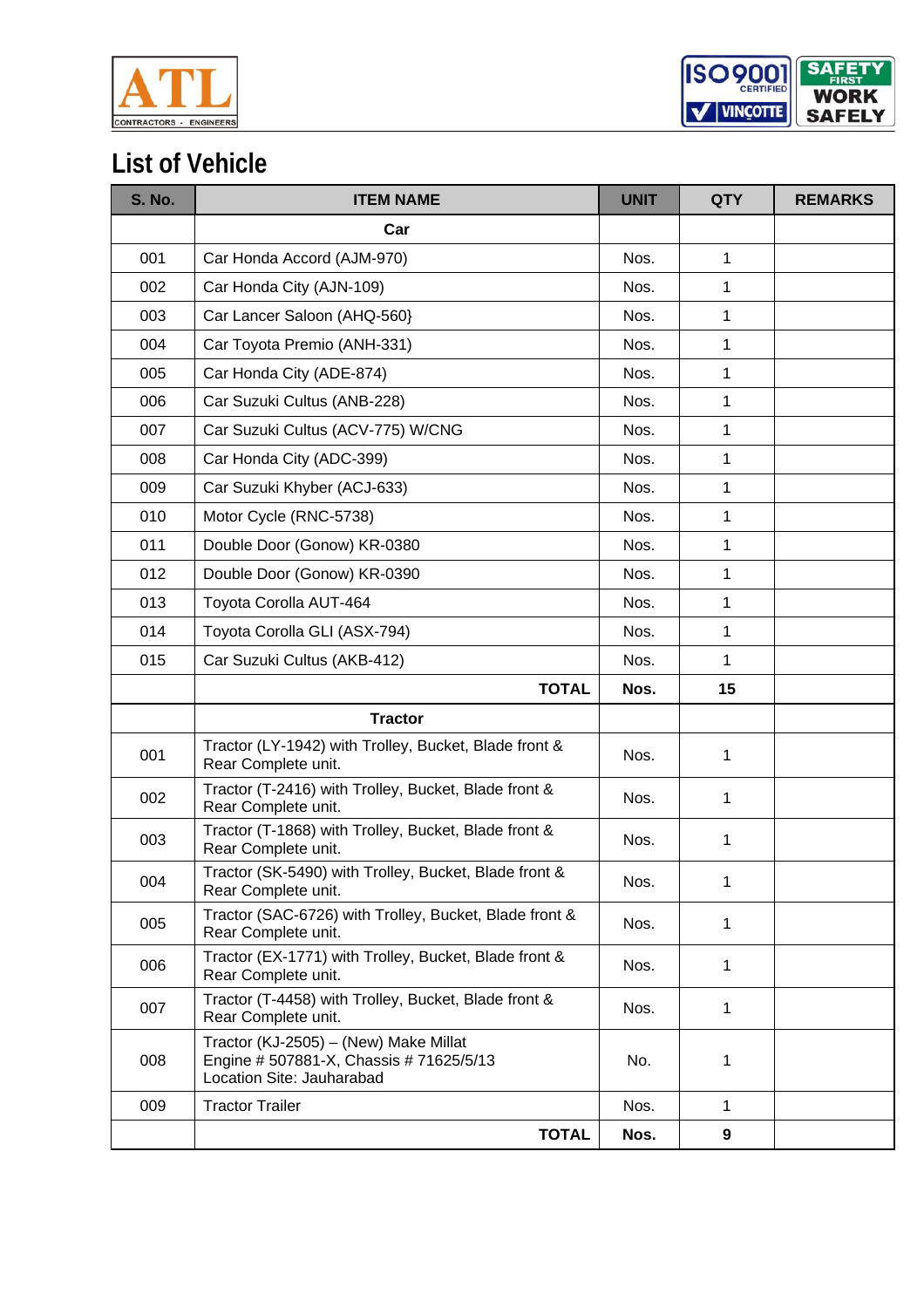# List of Vehicle

| S. No. | ITEM NAME | UNIT | QTY | REMARKS |
|---|---|---|---|---|
| | **Car** | | | |
| 001 | Car Honda Accord (AJM-970) | Nos. | 1 | |
| 002 | Car Honda City (AJN-109) | Nos. | 1 | |
| 003 | Car Lancer Saloon (AHQ-560} | Nos. | 1 | |
| 004 | Car Toyota Premio (ANH-331) | Nos. | 1 | |
| 005 | Car Honda City (ADE-874) | Nos. | 1 | |
| 006 | Car Suzuki Cultus (ANB-228) | Nos. | 1 | |
| 007 | Car Suzuki Cultus (ACV-775) W/CNG | Nos. | 1 | |
| 008 | Car Honda City (ADC-399) | Nos. | 1 | |
| 009 | Car Suzuki Khyber (ACJ-633) | Nos. | 1 | |
| 010 | Motor Cycle (RNC-5738) | Nos. | 1 | |
| 011 | Double Door (Gonow) KR-0380 | Nos. | 1 | |
| 012 | Double Door (Gonow) KR-0390 | Nos. | 1 | |
| 013 | Toyota Corolla AUT-464 | Nos. | 1 | |
| 014 | Toyota Corolla GLI (ASX-794) | Nos. | 1 | |
| 015 | Car Suzuki Cultus (AKB-412) | Nos. | 1 | |
| | **TOTAL** | **Nos.** | **15** | |
| | **Tractor** | | | |
| 001 | Tractor (LY-1942) with Trolley, Bucket, Blade front & Rear Complete unit. | Nos. | 1 | |
| 002 | Tractor (T-2416) with Trolley, Bucket, Blade front & Rear Complete unit. | Nos. | 1 | |
| 003 | Tractor (T-1868) with Trolley, Bucket, Blade front & Rear Complete unit. | Nos. | 1 | |
| 004 | Tractor (SK-5490) with Trolley, Bucket, Blade front & Rear Complete unit. | Nos. | 1 | |
| 005 | Tractor (SAC-6726) with Trolley, Bucket, Blade front & Rear Complete unit. | Nos. | 1 | |
| 006 | Tractor (EX-1771) with Trolley, Bucket, Blade front & Rear Complete unit. | Nos. | 1 | |
| 007 | Tractor (T-4458) with Trolley, Bucket, Blade front & Rear Complete unit. | Nos. | 1 | |
| 008 | Tractor (KJ-2505) – (New) Make Millat Engine # 507881-X, Chassis # 71625/5/13 Location Site: Jauharabad | No. | 1 | |
| 009 | Tractor Trailer | Nos. | 1 | |
| | **TOTAL** | **Nos.** | **9** | |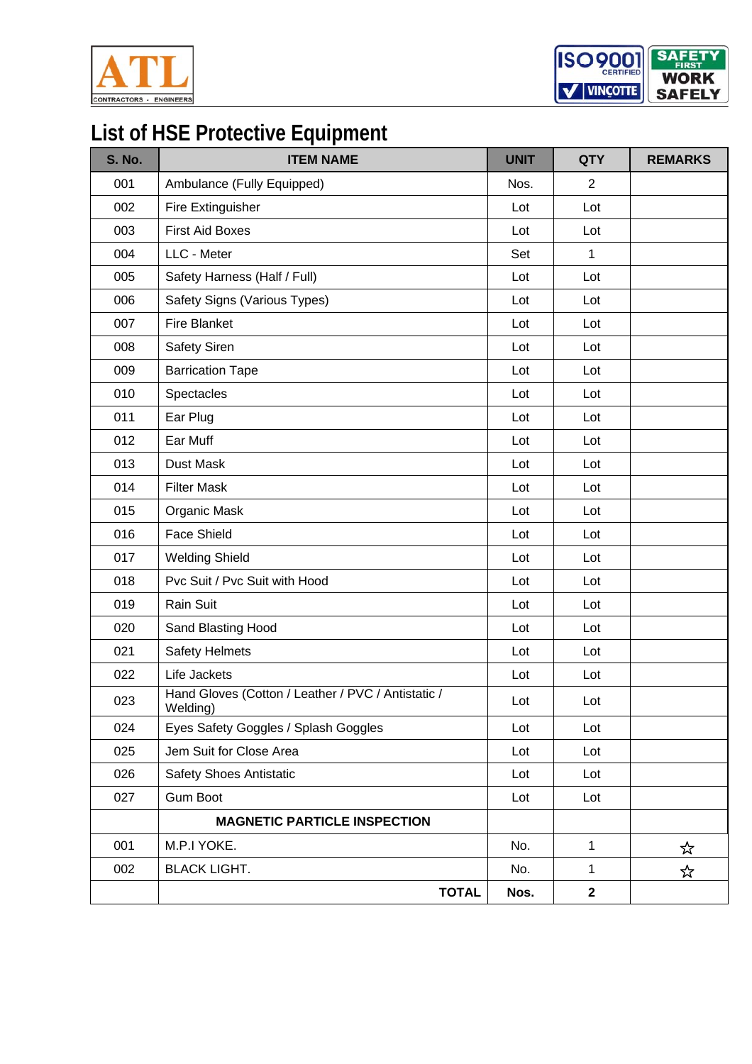# List of HSE Protective Equipment

| S. No. | ITEM NAME | UNIT | QTY | REMARKS |
|---|---|---|---|---|
| 001 | Ambulance (Fully Equipped) | Nos. | 2 | |
| 002 | Fire Extinguisher | Lot | Lot | |
| 003 | First Aid Boxes | Lot | Lot | |
| 004 | LLC - Meter | Set | 1 | |
| 005 | Safety Harness (Half / Full) | Lot | Lot | |
| 006 | Safety Signs (Various Types) | Lot | Lot | |
| 007 | Fire Blanket | Lot | Lot | |
| 008 | Safety Siren | Lot | Lot | |
| 009 | Barrication Tape | Lot | Lot | |
| 010 | Spectacles | Lot | Lot | |
| 011 | Ear Plug | Lot | Lot | |
| 012 | Ear Muff | Lot | Lot | |
| 013 | Dust Mask | Lot | Lot | |
| 014 | Filter Mask | Lot | Lot | |
| 015 | Organic Mask | Lot | Lot | |
| 016 | Face Shield | Lot | Lot | |
| 017 | Welding Shield | Lot | Lot | |
| 018 | Pvc Suit / Pvc Suit with Hood | Lot | Lot | |
| 019 | Rain Suit | Lot | Lot | |
| 020 | Sand Blasting Hood | Lot | Lot | |
| 021 | Safety Helmets | Lot | Lot | |
| 022 | Life Jackets | Lot | Lot | |
| 023 | Hand Gloves (Cotton / Leather / PVC / Antistatic / Welding) | Lot | Lot | |
| 024 | Eyes Safety Goggles / Splash Goggles | Lot | Lot | |
| 025 | Jem Suit for Close Area | Lot | Lot | |
| 026 | Safety Shoes Antistatic | Lot | Lot | |
| 027 | Gum Boot | Lot | Lot | |
| | **MAGNETIC PARTICLE INSPECTION** | | | |
| 001 | M.P.I YOKE. | No. | 1 | ☆ |
| 002 | BLACK LIGHT. | No. | 1 | ☆ |
| | **TOTAL** | **Nos.** | **2** | |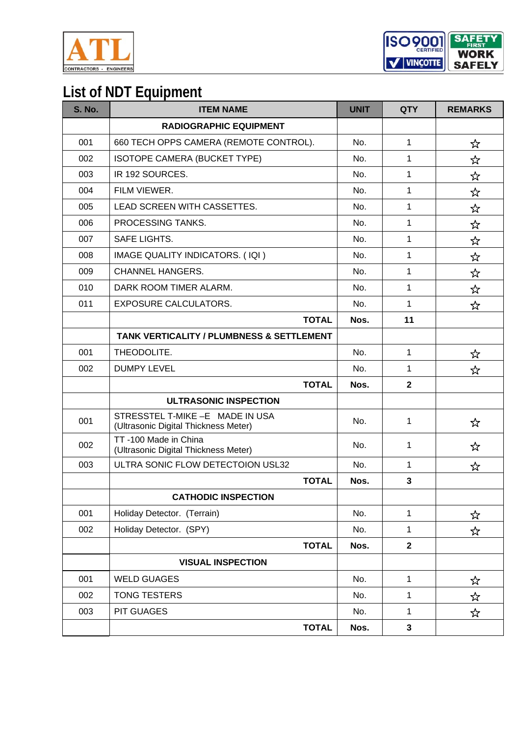# List of NDT Equipment

| S. No. | ITEM NAME | UNIT | QTY | REMARKS |
|---|---|---|---|---|
| | **RADIOGRAPHIC EQUIPMENT** | | | |
| 001 | 660 TECH OPPS CAMERA (REMOTE CONTROL). | No. | 1 | ☆ |
| 002 | ISOTOPE CAMERA (BUCKET TYPE) | No. | 1 | ☆ |
| 003 | IR 192 SOURCES. | No. | 1 | ☆ |
| 004 | FILM VIEWER. | No. | 1 | ☆ |
| 005 | LEAD SCREEN WITH CASSETTES. | No. | 1 | ☆ |
| 006 | PROCESSING TANKS. | No. | 1 | ☆ |
| 007 | SAFE LIGHTS. | No. | 1 | ☆ |
| 008 | IMAGE QUALITY INDICATORS. ( IQI ) | No. | 1 | ☆ |
| 009 | CHANNEL HANGERS. | No. | 1 | ☆ |
| 010 | DARK ROOM TIMER ALARM. | No. | 1 | ☆ |
| 011 | EXPOSURE CALCULATORS. | No. | 1 | ☆ |
| | **TOTAL** | **Nos.** | **11** | |
| | **TANK VERTICALITY / PLUMBNESS & SETTLEMENT** | | | |
| 001 | THEODOLITE. | No. | 1 | ☆ |
| 002 | DUMPY LEVEL | No. | 1 | ☆ |
| | **TOTAL** | **Nos.** | **2** | |
| | **ULTRASONIC INSPECTION** | | | |
| 001 | STRESSTEL T-MIKE –E MADE IN USA (Ultrasonic Digital Thickness Meter) | No. | 1 | ☆ |
| 002 | TT -100 Made in China (Ultrasonic Digital Thickness Meter) | No. | 1 | ☆ |
| 003 | ULTRA SONIC FLOW DETECTOION USL32 | No. | 1 | ☆ |
| | **TOTAL** | **Nos.** | **3** | |
| | **CATHODIC INSPECTION** | | | |
| 001 | Holiday Detector. (Terrain) | No. | 1 | ☆ |
| 002 | Holiday Detector. (SPY) | No. | 1 | ☆ |
| | **TOTAL** | **Nos.** | **2** | |
| | **VISUAL INSPECTION** | | | |
| 001 | WELD GUAGES | No. | 1 | ☆ |
| 002 | TONG TESTERS | No. | 1 | ☆ |
| 003 | PIT GUAGES | No. | 1 | ☆ |
| | **TOTAL** | **Nos.** | **3** | |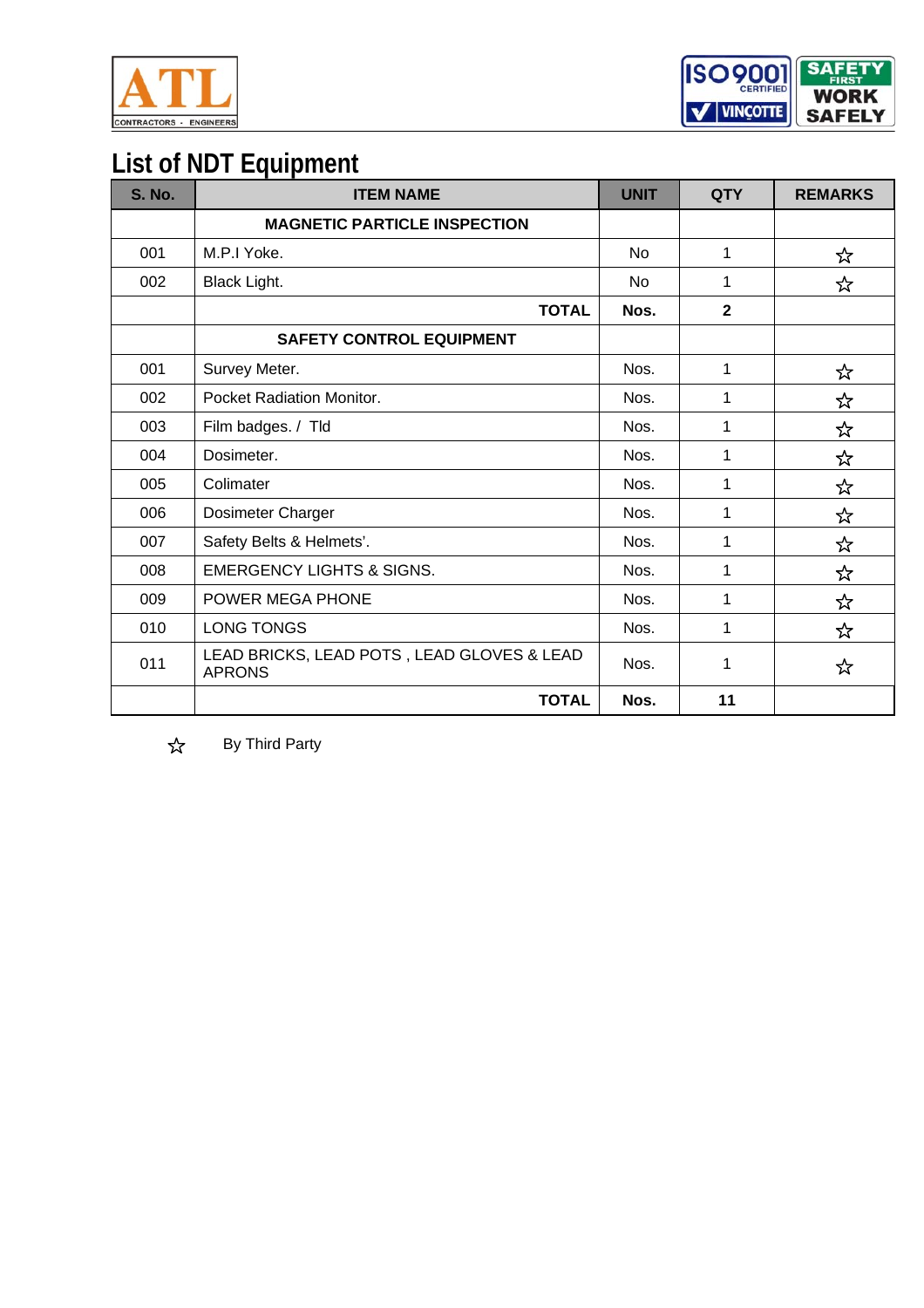# List of NDT Equipment

| S. No. | ITEM NAME | UNIT | QTY | REMARKS |
|---|---|---|---|---|
| | **MAGNETIC PARTICLE INSPECTION** | | | |
| 001 | M.P.I Yoke. | No | 1 | ☆ |
| 002 | Black Light. | No | 1 | ☆ |
| | **TOTAL** | **Nos.** | **2** | |
| | **SAFETY CONTROL EQUIPMENT** | | | |
| 001 | Survey Meter. | Nos. | 1 | ☆ |
| 002 | Pocket Radiation Monitor. | Nos. | 1 | ☆ |
| 003 | Film badges. / Tld | Nos. | 1 | ☆ |
| 004 | Dosimeter. | Nos. | 1 | ☆ |
| 005 | Colimater | Nos. | 1 | ☆ |
| 006 | Dosimeter Charger | Nos. | 1 | ☆ |
| 007 | Safety Belts & Helmets'. | Nos. | 1 | ☆ |
| 008 | EMERGENCY LIGHTS & SIGNS. | Nos. | 1 | ☆ |
| 009 | POWER MEGA PHONE | Nos. | 1 | ☆ |
| 010 | LONG TONGS | Nos. | 1 | ☆ |
| 011 | LEAD BRICKS, LEAD POTS , LEAD GLOVES & LEAD APRONS | Nos. | 1 | ☆ |
| | **TOTAL** | **Nos.** | **11** | |

☆ By Third Party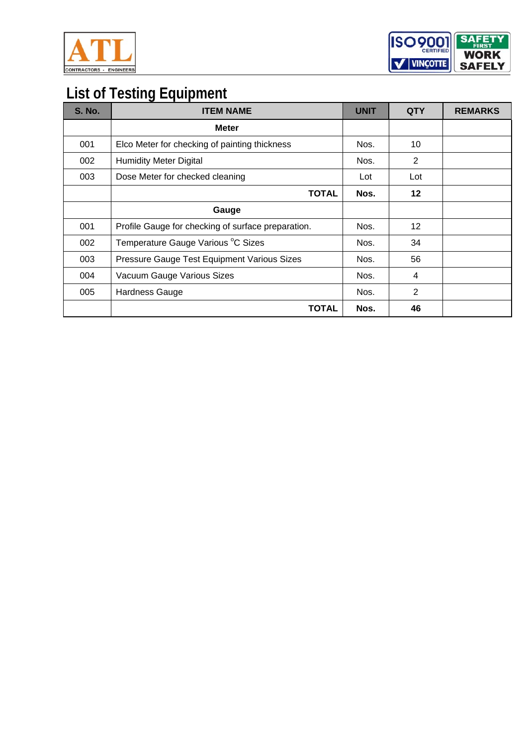## List of Testing Equipment

| S. No. | ITEM NAME | UNIT | QTY | REMARKS |
|---|---|---|---|---|
| | **Meter** | | | |
| 001 | Elco Meter for checking of painting thickness | Nos. | 10 | |
| 002 | Humidity Meter Digital | Nos. | 2 | |
| 003 | Dose Meter for checked cleaning | Lot | Lot | |
| | **TOTAL** | **Nos.** | **12** | |
| | **Gauge** | | | |
| 001 | Profile Gauge for checking of surface preparation. | Nos. | 12 | |
| 002 | Temperature Gauge Various °C Sizes | Nos. | 34 | |
| 003 | Pressure Gauge Test Equipment Various Sizes | Nos. | 56 | |
| 004 | Vacuum Gauge Various Sizes | Nos. | 4 | |
| 005 | Hardness Gauge | Nos. | 2 | |
| | **TOTAL** | **Nos.** | **46** | |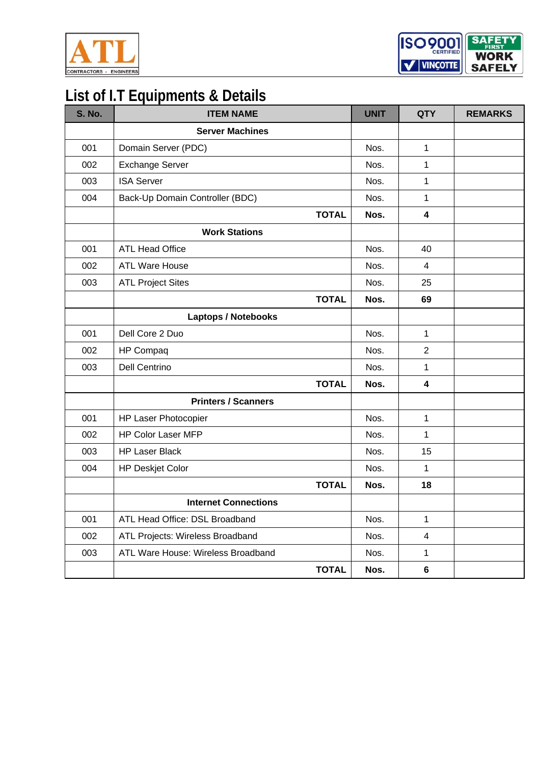# List of I.T Equipments & Details

| S. No. | ITEM NAME | UNIT | QTY | REMARKS |
|---|---|---|---|---|
| | **Server Machines** | | | |
| 001 | Domain Server (PDC) | Nos. | 1 | |
| 002 | Exchange Server | Nos. | 1 | |
| 003 | ISA Server | Nos. | 1 | |
| 004 | Back-Up Domain Controller (BDC) | Nos. | 1 | |
| | **TOTAL** | **Nos.** | **4** | |
| | **Work Stations** | | | |
| 001 | ATL Head Office | Nos. | 40 | |
| 002 | ATL Ware House | Nos. | 4 | |
| 003 | ATL Project Sites | Nos. | 25 | |
| | **TOTAL** | **Nos.** | **69** | |
| | **Laptops / Notebooks** | | | |
| 001 | Dell Core 2 Duo | Nos. | 1 | |
| 002 | HP Compaq | Nos. | 2 | |
| 003 | Dell Centrino | Nos. | 1 | |
| | **TOTAL** | **Nos.** | **4** | |
| | **Printers / Scanners** | | | |
| 001 | HP Laser Photocopier | Nos. | 1 | |
| 002 | HP Color Laser MFP | Nos. | 1 | |
| 003 | HP Laser Black | Nos. | 15 | |
| 004 | HP Deskjet Color | Nos. | 1 | |
| | **TOTAL** | **Nos.** | **18** | |
| | **Internet Connections** | | | |
| 001 | ATL Head Office: DSL Broadband | Nos. | 1 | |
| 002 | ATL Projects: Wireless Broadband | Nos. | 4 | |
| 003 | ATL Ware House: Wireless Broadband | Nos. | 1 | |
| | **TOTAL** | **Nos.** | **6** | |